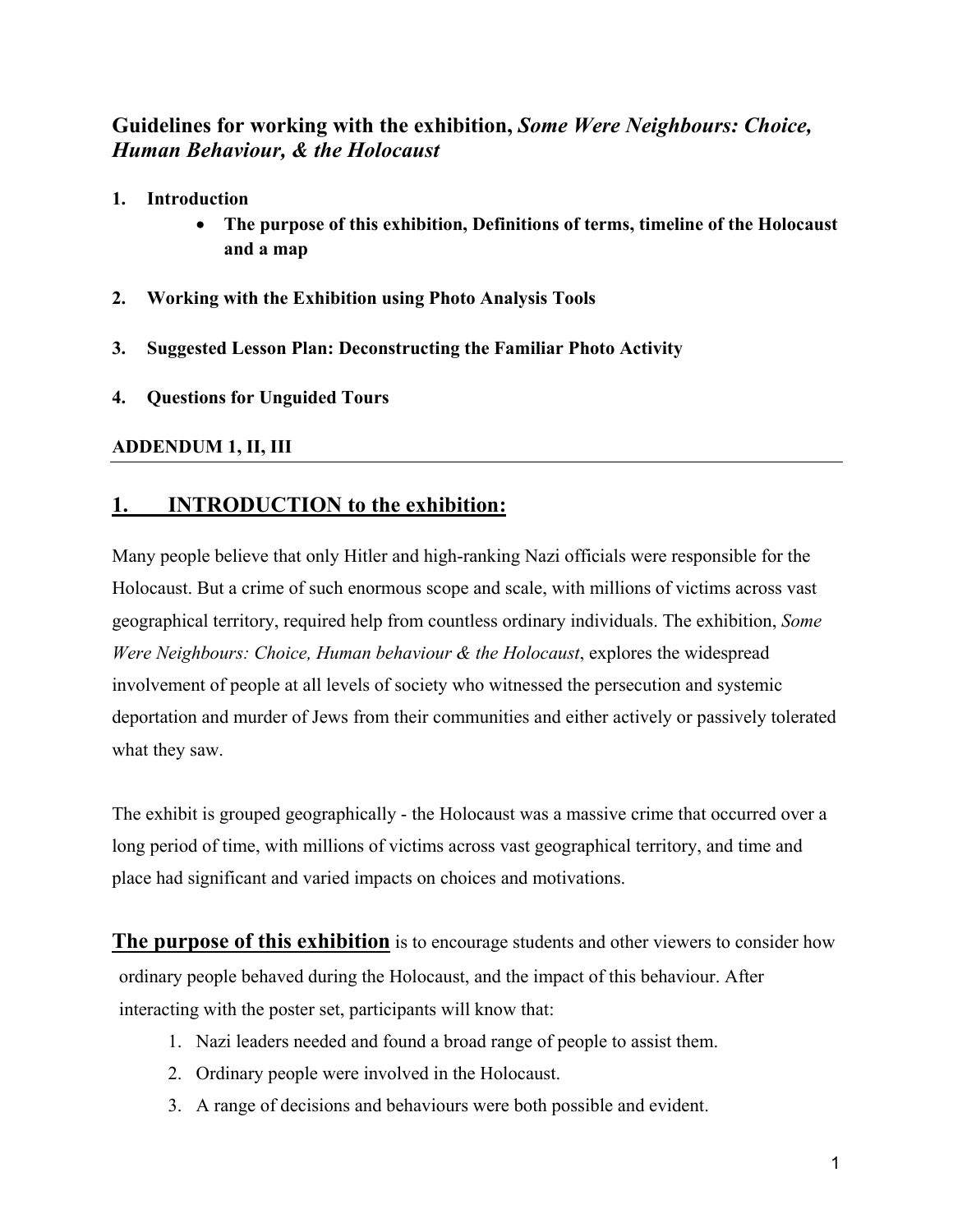## Guidelines for working with the exhibition, *Some Were Neighbours: Choice, Human Behaviour, & the Holocaust*

1. **Introduction**
   - **The purpose of this exhibition, Definitions of terms, timeline of the Holocaust and a map**
2. **Working with the Exhibition using Photo Analysis Tools**
3. **Suggested Lesson Plan: Deconstructing the Familiar Photo Activity**
4. **Questions for Unguided Tours**

**ADDENDUM 1, II, III**

---

## 1. INTRODUCTION to the exhibition:

Many people believe that only Hitler and high-ranking Nazi officials were responsible for the Holocaust. But a crime of such enormous scope and scale, with millions of victims across vast geographical territory, required help from countless ordinary individuals. The exhibition, *Some Were Neighbours: Choice, Human behaviour & the Holocaust*, explores the widespread involvement of people at all levels of society who witnessed the persecution and systemic deportation and murder of Jews from their communities and either actively or passively tolerated what they saw.

The exhibit is grouped geographically - the Holocaust was a massive crime that occurred over a long period of time, with millions of victims across vast geographical territory, and time and place had significant and varied impacts on choices and motivations.

**The purpose of this exhibition** is to encourage students and other viewers to consider how ordinary people behaved during the Holocaust, and the impact of this behaviour. After interacting with the poster set, participants will know that:

1. Nazi leaders needed and found a broad range of people to assist them.
2. Ordinary people were involved in the Holocaust.
3. A range of decisions and behaviours were both possible and evident.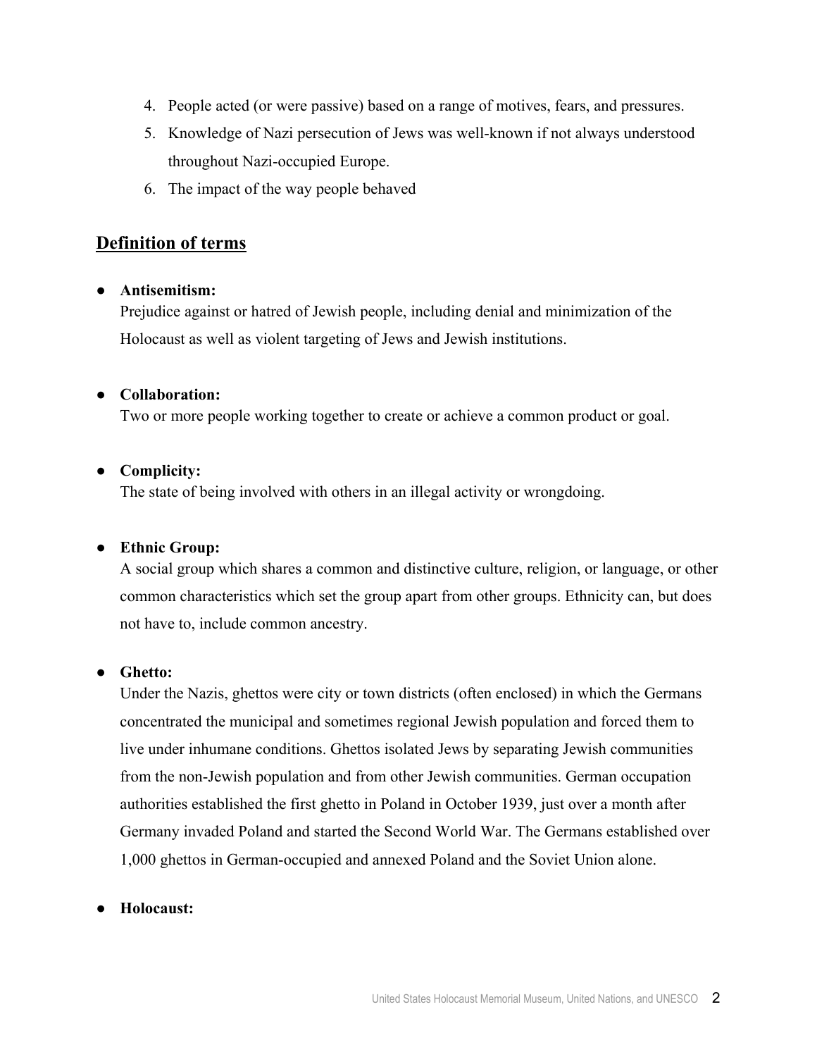4. People acted (or were passive) based on a range of motives, fears, and pressures.
5. Knowledge of Nazi persecution of Jews was well-known if not always understood throughout Nazi-occupied Europe.
6. The impact of the way people behaved

## Definition of terms

- **Antisemitism:**
  Prejudice against or hatred of Jewish people, including denial and minimization of the Holocaust as well as violent targeting of Jews and Jewish institutions.

- **Collaboration:**
  Two or more people working together to create or achieve a common product or goal.

- **Complicity:**
  The state of being involved with others in an illegal activity or wrongdoing.

- **Ethnic Group:**
  A social group which shares a common and distinctive culture, religion, or language, or other common characteristics which set the group apart from other groups. Ethnicity can, but does not have to, include common ancestry.

- **Ghetto:**
  Under the Nazis, ghettos were city or town districts (often enclosed) in which the Germans concentrated the municipal and sometimes regional Jewish population and forced them to live under inhumane conditions. Ghettos isolated Jews by separating Jewish communities from the non-Jewish population and from other Jewish communities. German occupation authorities established the first ghetto in Poland in October 1939, just over a month after Germany invaded Poland and started the Second World War. The Germans established over 1,000 ghettos in German-occupied and annexed Poland and the Soviet Union alone.

- **Holocaust:**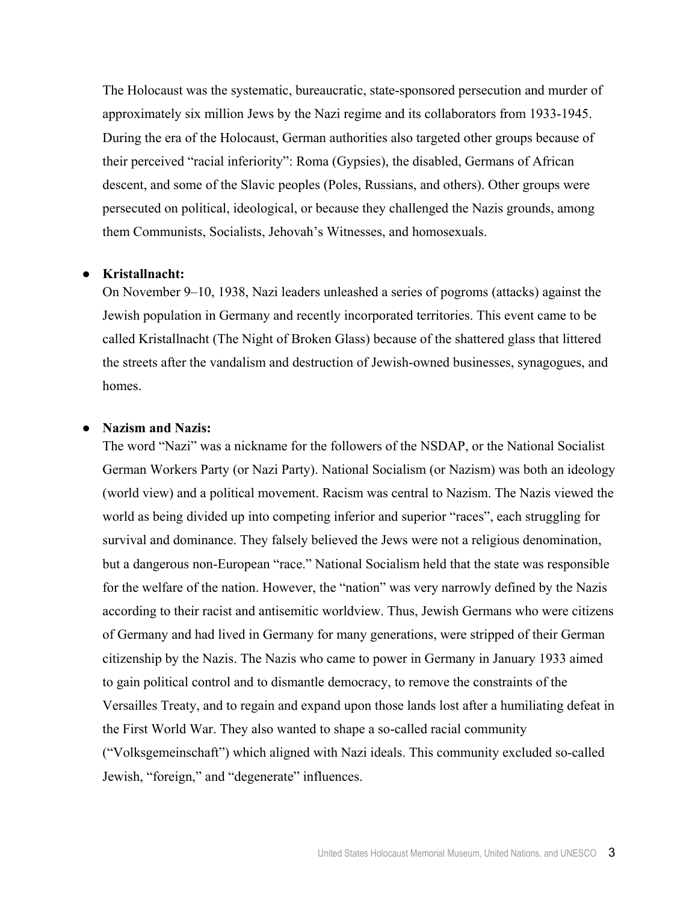The Holocaust was the systematic, bureaucratic, state-sponsored persecution and murder of approximately six million Jews by the Nazi regime and its collaborators from 1933-1945. During the era of the Holocaust, German authorities also targeted other groups because of their perceived "racial inferiority": Roma (Gypsies), the disabled, Germans of African descent, and some of the Slavic peoples (Poles, Russians, and others). Other groups were persecuted on political, ideological, or because they challenged the Nazis grounds, among them Communists, Socialists, Jehovah's Witnesses, and homosexuals.

- **Kristallnacht:**
  On November 9–10, 1938, Nazi leaders unleashed a series of pogroms (attacks) against the Jewish population in Germany and recently incorporated territories. This event came to be called Kristallnacht (The Night of Broken Glass) because of the shattered glass that littered the streets after the vandalism and destruction of Jewish-owned businesses, synagogues, and homes.

- **Nazism and Nazis:**
  The word "Nazi" was a nickname for the followers of the NSDAP, or the National Socialist German Workers Party (or Nazi Party). National Socialism (or Nazism) was both an ideology (world view) and a political movement. Racism was central to Nazism. The Nazis viewed the world as being divided up into competing inferior and superior "races", each struggling for survival and dominance. They falsely believed the Jews were not a religious denomination, but a dangerous non-European "race." National Socialism held that the state was responsible for the welfare of the nation. However, the "nation" was very narrowly defined by the Nazis according to their racist and antisemitic worldview. Thus, Jewish Germans who were citizens of Germany and had lived in Germany for many generations, were stripped of their German citizenship by the Nazis. The Nazis who came to power in Germany in January 1933 aimed to gain political control and to dismantle democracy, to remove the constraints of the Versailles Treaty, and to regain and expand upon those lands lost after a humiliating defeat in the First World War. They also wanted to shape a so-called racial community ("Volksgemeinschaft") which aligned with Nazi ideals. This community excluded so-called Jewish, "foreign," and "degenerate" influences.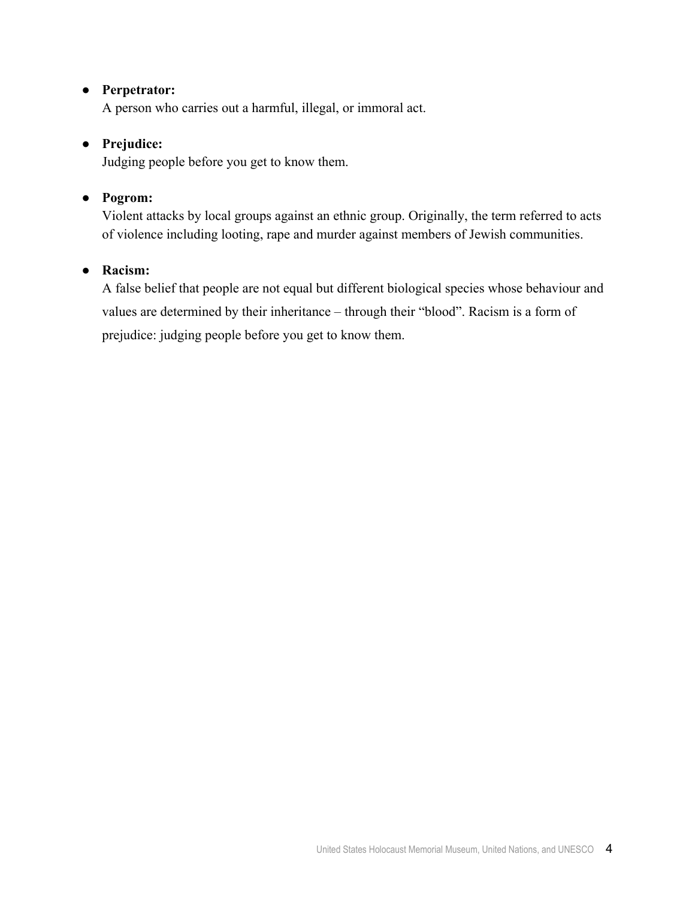- **Perpetrator:**
  A person who carries out a harmful, illegal, or immoral act.

- **Prejudice:**
  Judging people before you get to know them.

- **Pogrom:**
  Violent attacks by local groups against an ethnic group. Originally, the term referred to acts of violence including looting, rape and murder against members of Jewish communities.

- **Racism:**
  A false belief that people are not equal but different biological species whose behaviour and values are determined by their inheritance – through their "blood". Racism is a form of prejudice: judging people before you get to know them.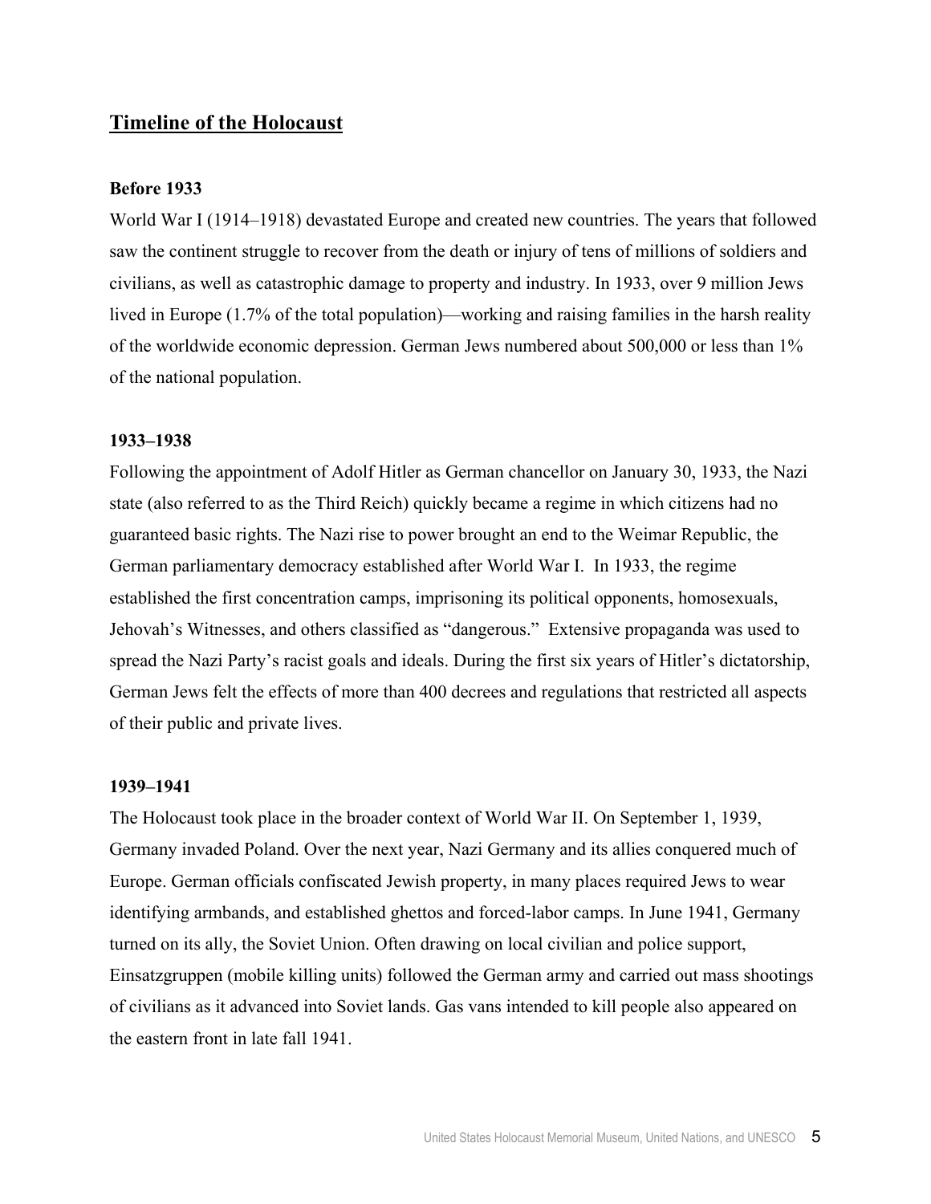## Timeline of the Holocaust

### Before 1933

World War I (1914–1918) devastated Europe and created new countries. The years that followed saw the continent struggle to recover from the death or injury of tens of millions of soldiers and civilians, as well as catastrophic damage to property and industry. In 1933, over 9 million Jews lived in Europe (1.7% of the total population)—working and raising families in the harsh reality of the worldwide economic depression. German Jews numbered about 500,000 or less than 1% of the national population.

### 1933–1938

Following the appointment of Adolf Hitler as German chancellor on January 30, 1933, the Nazi state (also referred to as the Third Reich) quickly became a regime in which citizens had no guaranteed basic rights. The Nazi rise to power brought an end to the Weimar Republic, the German parliamentary democracy established after World War I. In 1933, the regime established the first concentration camps, imprisoning its political opponents, homosexuals, Jehovah's Witnesses, and others classified as "dangerous." Extensive propaganda was used to spread the Nazi Party's racist goals and ideals. During the first six years of Hitler's dictatorship, German Jews felt the effects of more than 400 decrees and regulations that restricted all aspects of their public and private lives.

### 1939–1941

The Holocaust took place in the broader context of World War II. On September 1, 1939, Germany invaded Poland. Over the next year, Nazi Germany and its allies conquered much of Europe. German officials confiscated Jewish property, in many places required Jews to wear identifying armbands, and established ghettos and forced-labor camps. In June 1941, Germany turned on its ally, the Soviet Union. Often drawing on local civilian and police support, Einsatzgruppen (mobile killing units) followed the German army and carried out mass shootings of civilians as it advanced into Soviet lands. Gas vans intended to kill people also appeared on the eastern front in late fall 1941.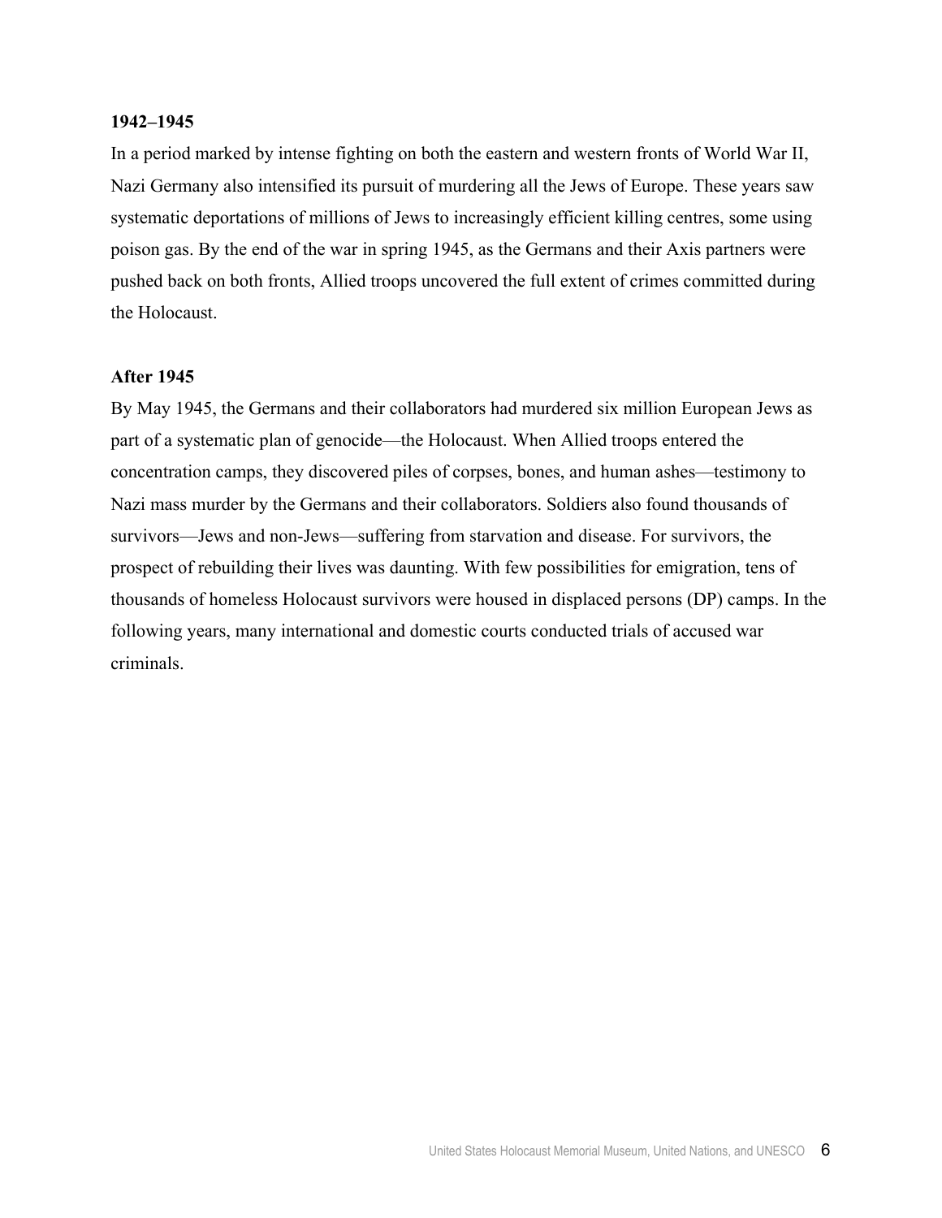**1942–1945**

In a period marked by intense fighting on both the eastern and western fronts of World War II, Nazi Germany also intensified its pursuit of murdering all the Jews of Europe. These years saw systematic deportations of millions of Jews to increasingly efficient killing centres, some using poison gas. By the end of the war in spring 1945, as the Germans and their Axis partners were pushed back on both fronts, Allied troops uncovered the full extent of crimes committed during the Holocaust.

**After 1945**

By May 1945, the Germans and their collaborators had murdered six million European Jews as part of a systematic plan of genocide—the Holocaust. When Allied troops entered the concentration camps, they discovered piles of corpses, bones, and human ashes—testimony to Nazi mass murder by the Germans and their collaborators. Soldiers also found thousands of survivors—Jews and non-Jews—suffering from starvation and disease. For survivors, the prospect of rebuilding their lives was daunting. With few possibilities for emigration, tens of thousands of homeless Holocaust survivors were housed in displaced persons (DP) camps. In the following years, many international and domestic courts conducted trials of accused war criminals.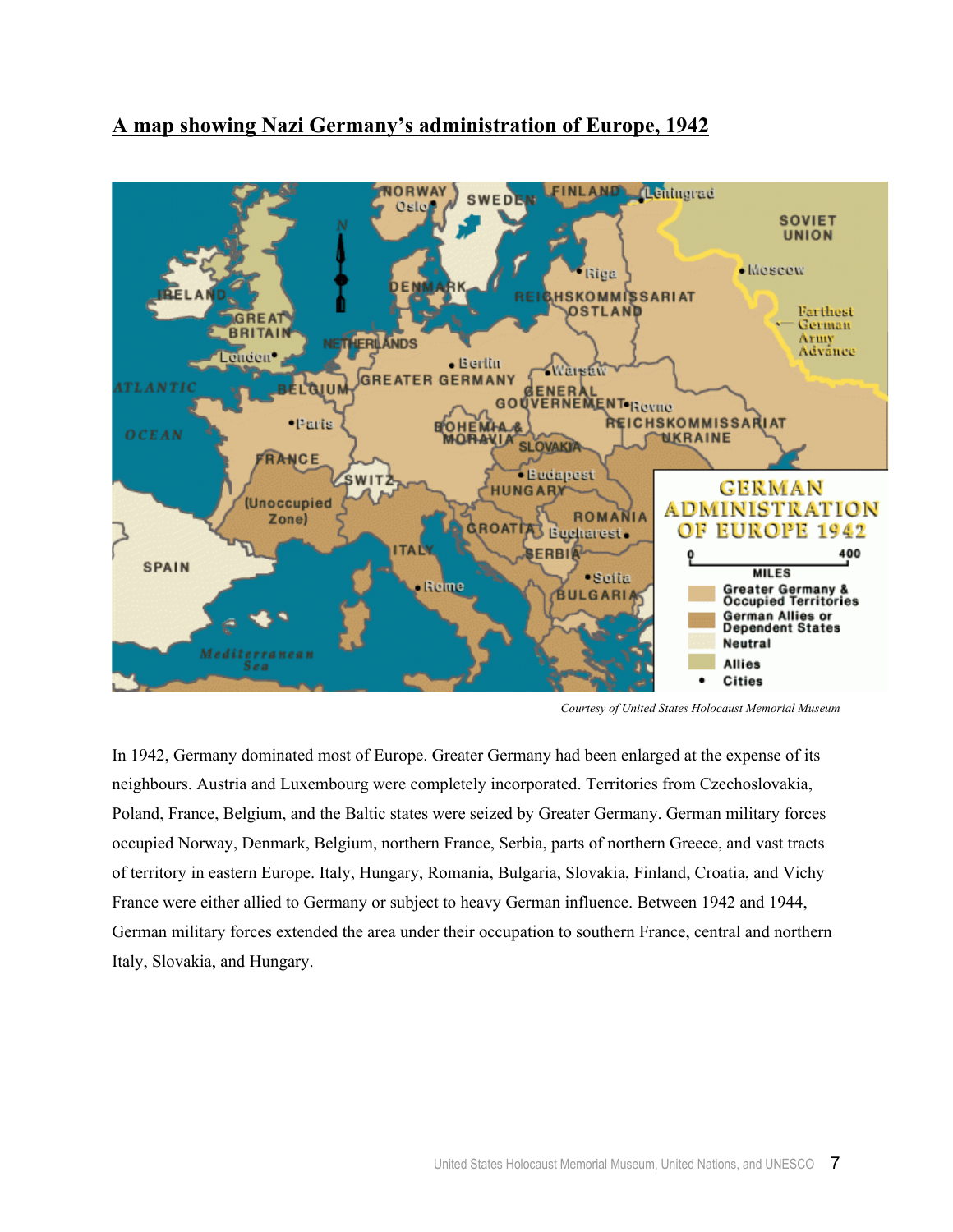## A map showing Nazi Germany's administration of Europe, 1942

GERMAN ADMINISTRATION OF EUROPE 1942

0 400

MILES

Greater Germany & Occupied Territories

German Allies or Dependent States

Neutral

Allies

Cities

Farthest German Army Advance

*Courtesy of United States Holocaust Memorial Museum*

In 1942, Germany dominated most of Europe. Greater Germany had been enlarged at the expense of its neighbours. Austria and Luxembourg were completely incorporated. Territories from Czechoslovakia, Poland, France, Belgium, and the Baltic states were seized by Greater Germany. German military forces occupied Norway, Denmark, Belgium, northern France, Serbia, parts of northern Greece, and vast tracts of territory in eastern Europe. Italy, Hungary, Romania, Bulgaria, Slovakia, Finland, Croatia, and Vichy France were either allied to Germany or subject to heavy German influence. Between 1942 and 1944, German military forces extended the area under their occupation to southern France, central and northern Italy, Slovakia, and Hungary.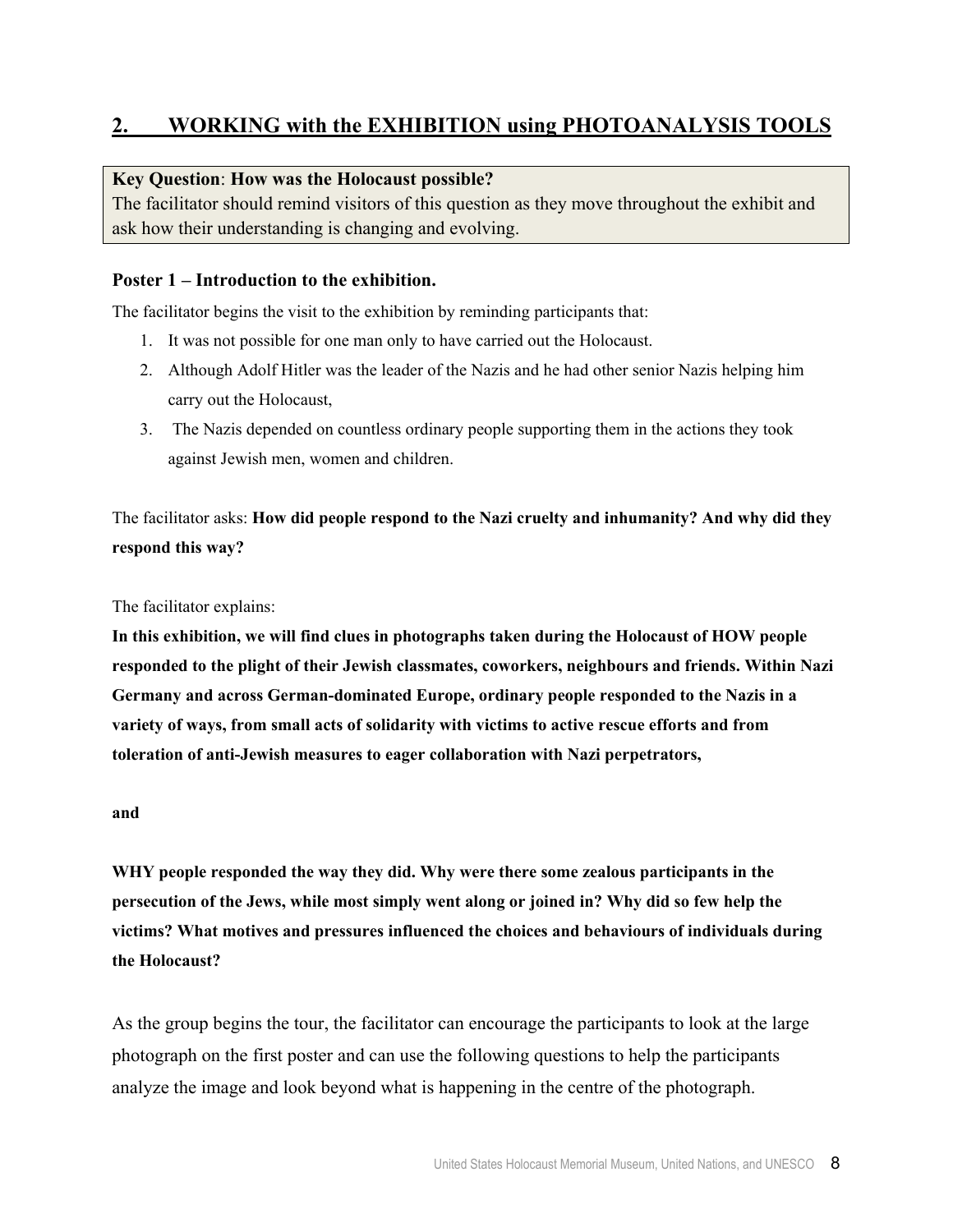## 2. WORKING with the EXHIBITION using PHOTOANALYSIS TOOLS

**Key Question**: **How was the Holocaust possible?**
The facilitator should remind visitors of this question as they move throughout the exhibit and ask how their understanding is changing and evolving.

### Poster 1 – Introduction to the exhibition.

The facilitator begins the visit to the exhibition by reminding participants that:

1. It was not possible for one man only to have carried out the Holocaust.
2. Although Adolf Hitler was the leader of the Nazis and he had other senior Nazis helping him carry out the Holocaust,
3. The Nazis depended on countless ordinary people supporting them in the actions they took against Jewish men, women and children.

The facilitator asks: **How did people respond to the Nazi cruelty and inhumanity? And why did they respond this way?**

The facilitator explains:

**In this exhibition, we will find clues in photographs taken during the Holocaust of HOW people responded to the plight of their Jewish classmates, coworkers, neighbours and friends. Within Nazi Germany and across German-dominated Europe, ordinary people responded to the Nazis in a variety of ways, from small acts of solidarity with victims to active rescue efforts and from toleration of anti-Jewish measures to eager collaboration with Nazi perpetrators,**

**and**

**WHY people responded the way they did. Why were there some zealous participants in the persecution of the Jews, while most simply went along or joined in? Why did so few help the victims? What motives and pressures influenced the choices and behaviours of individuals during the Holocaust?**

As the group begins the tour, the facilitator can encourage the participants to look at the large photograph on the first poster and can use the following questions to help the participants analyze the image and look beyond what is happening in the centre of the photograph.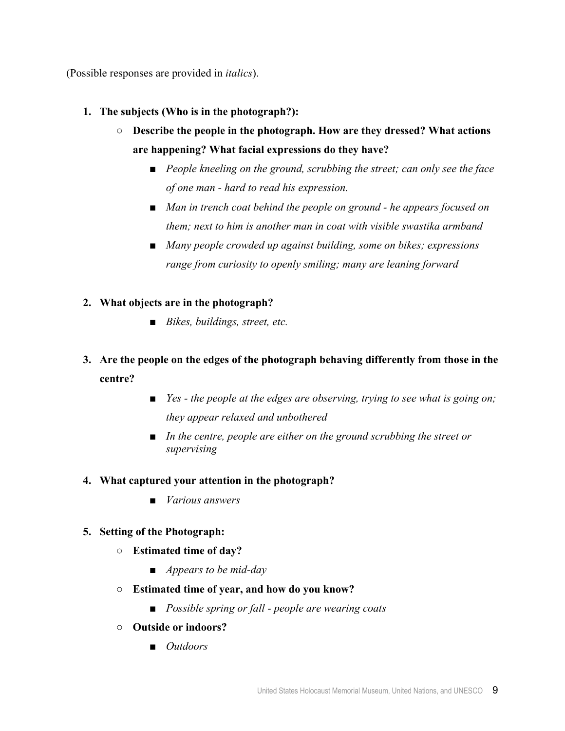(Possible responses are provided in *italics*).

1. **The subjects (Who is in the photograph?):**
   - **Describe the people in the photograph. How are they dressed? What actions are happening? What facial expressions do they have?**
     - *People kneeling on the ground, scrubbing the street; can only see the face of one man - hard to read his expression.*
     - *Man in trench coat behind the people on ground - he appears focused on them; next to him is another man in coat with visible swastika armband*
     - *Many people crowded up against building, some on bikes; expressions range from curiosity to openly smiling; many are leaning forward*

2. **What objects are in the photograph?**
   - *Bikes, buildings, street, etc.*

3. **Are the people on the edges of the photograph behaving differently from those in the centre?**
   - *Yes - the people at the edges are observing, trying to see what is going on; they appear relaxed and unbothered*
   - *In the centre, people are either on the ground scrubbing the street or supervising*

4. **What captured your attention in the photograph?**
   - *Various answers*

5. **Setting of the Photograph:**
   - **Estimated time of day?**
     - *Appears to be mid-day*
   - **Estimated time of year, and how do you know?**
     - *Possible spring or fall - people are wearing coats*
   - **Outside or indoors?**
     - *Outdoors*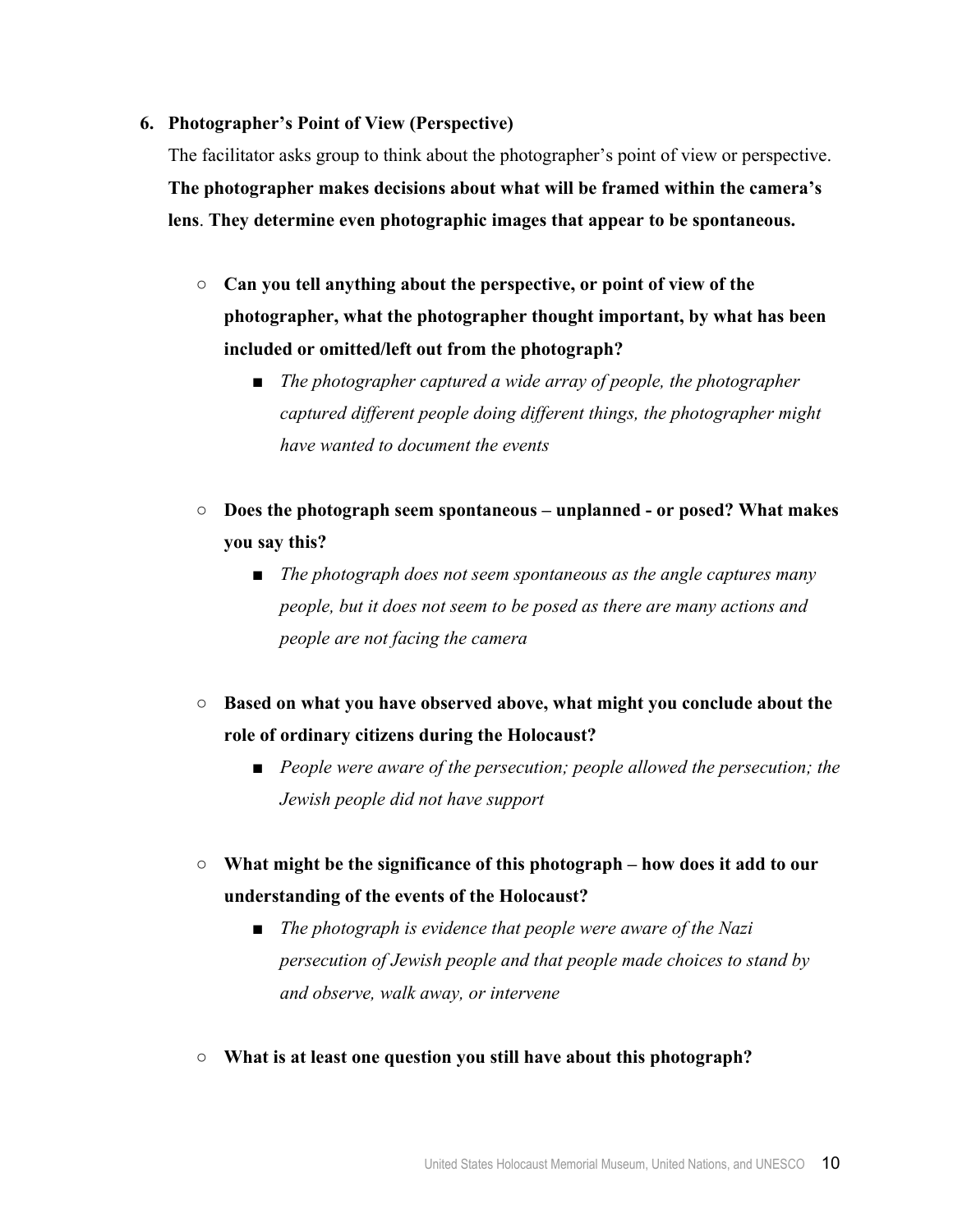6. **Photographer's Point of View (Perspective)**

   The facilitator asks group to think about the photographer's point of view or perspective. **The photographer makes decisions about what will be framed within the camera's lens**. **They determine even photographic images that appear to be spontaneous.**

   - **Can you tell anything about the perspective, or point of view of the photographer, what the photographer thought important, by what has been included or omitted/left out from the photograph?**
     - *The photographer captured a wide array of people, the photographer captured different people doing different things, the photographer might have wanted to document the events*
   - **Does the photograph seem spontaneous – unplanned - or posed? What makes you say this?**
     - *The photograph does not seem spontaneous as the angle captures many people, but it does not seem to be posed as there are many actions and people are not facing the camera*
   - **Based on what you have observed above, what might you conclude about the role of ordinary citizens during the Holocaust?**
     - *People were aware of the persecution; people allowed the persecution; the Jewish people did not have support*
   - **What might be the significance of this photograph – how does it add to our understanding of the events of the Holocaust?**
     - *The photograph is evidence that people were aware of the Nazi persecution of Jewish people and that people made choices to stand by and observe, walk away, or intervene*
   - **What is at least one question you still have about this photograph?**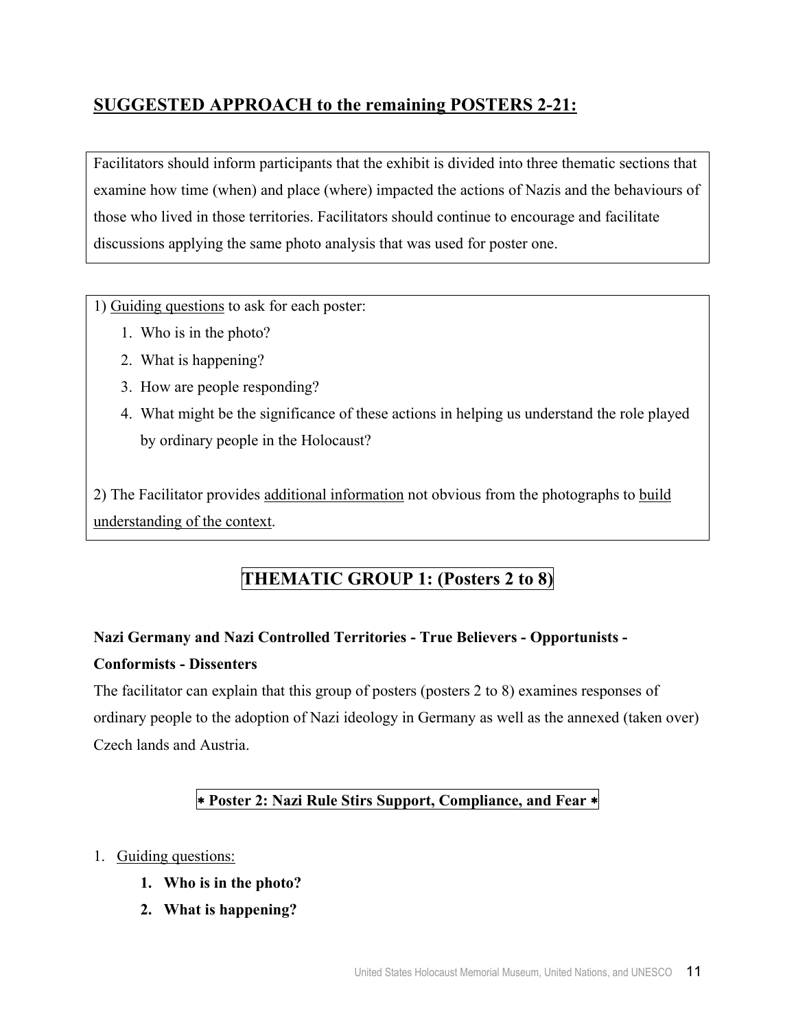## SUGGESTED APPROACH to the remaining POSTERS 2-21:

Facilitators should inform participants that the exhibit is divided into three thematic sections that examine how time (when) and place (where) impacted the actions of Nazis and the behaviours of those who lived in those territories. Facilitators should continue to encourage and facilitate discussions applying the same photo analysis that was used for poster one.

1) Guiding questions to ask for each poster:

1. Who is in the photo?
2. What is happening?
3. How are people responding?
4. What might be the significance of these actions in helping us understand the role played by ordinary people in the Holocaust?

2) The Facilitator provides additional information not obvious from the photographs to build understanding of the context.

## THEMATIC GROUP 1: (Posters 2 to 8)

**Nazi Germany and Nazi Controlled Territories - True Believers - Opportunists - Conformists - Dissenters**

The facilitator can explain that this group of posters (posters 2 to 8) examines responses of ordinary people to the adoption of Nazi ideology in Germany as well as the annexed (taken over) Czech lands and Austria.

### ∗ Poster 2: Nazi Rule Stirs Support, Compliance, and Fear ∗

1. Guiding questions:
   1. **Who is in the photo?**
   2. **What is happening?**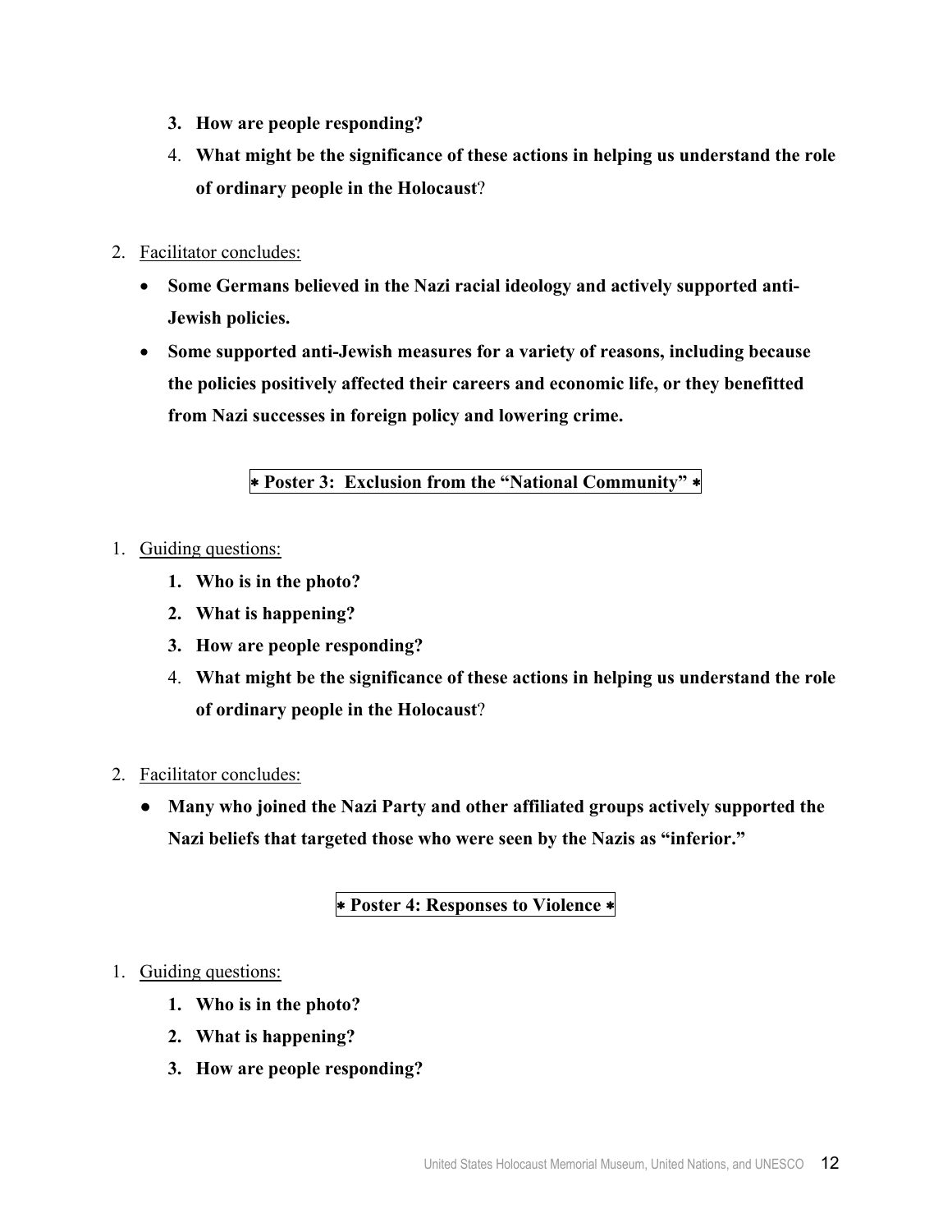3. **How are people responding?**
4. **What might be the significance of these actions in helping us understand the role of ordinary people in the Holocaust**?

2. Facilitator concludes:
   - **Some Germans believed in the Nazi racial ideology and actively supported anti-Jewish policies.**
   - **Some supported anti-Jewish measures for a variety of reasons, including because the policies positively affected their careers and economic life, or they benefitted from Nazi successes in foreign policy and lowering crime.**

**∗ Poster 3: Exclusion from the "National Community" ∗**

1. Guiding questions:
   1. **Who is in the photo?**
   2. **What is happening?**
   3. **How are people responding?**
   4. **What might be the significance of these actions in helping us understand the role of ordinary people in the Holocaust**?

2. Facilitator concludes:
   - **Many who joined the Nazi Party and other affiliated groups actively supported the Nazi beliefs that targeted those who were seen by the Nazis as "inferior."**

**∗ Poster 4: Responses to Violence ∗**

1. Guiding questions:
   1. **Who is in the photo?**
   2. **What is happening?**
   3. **How are people responding?**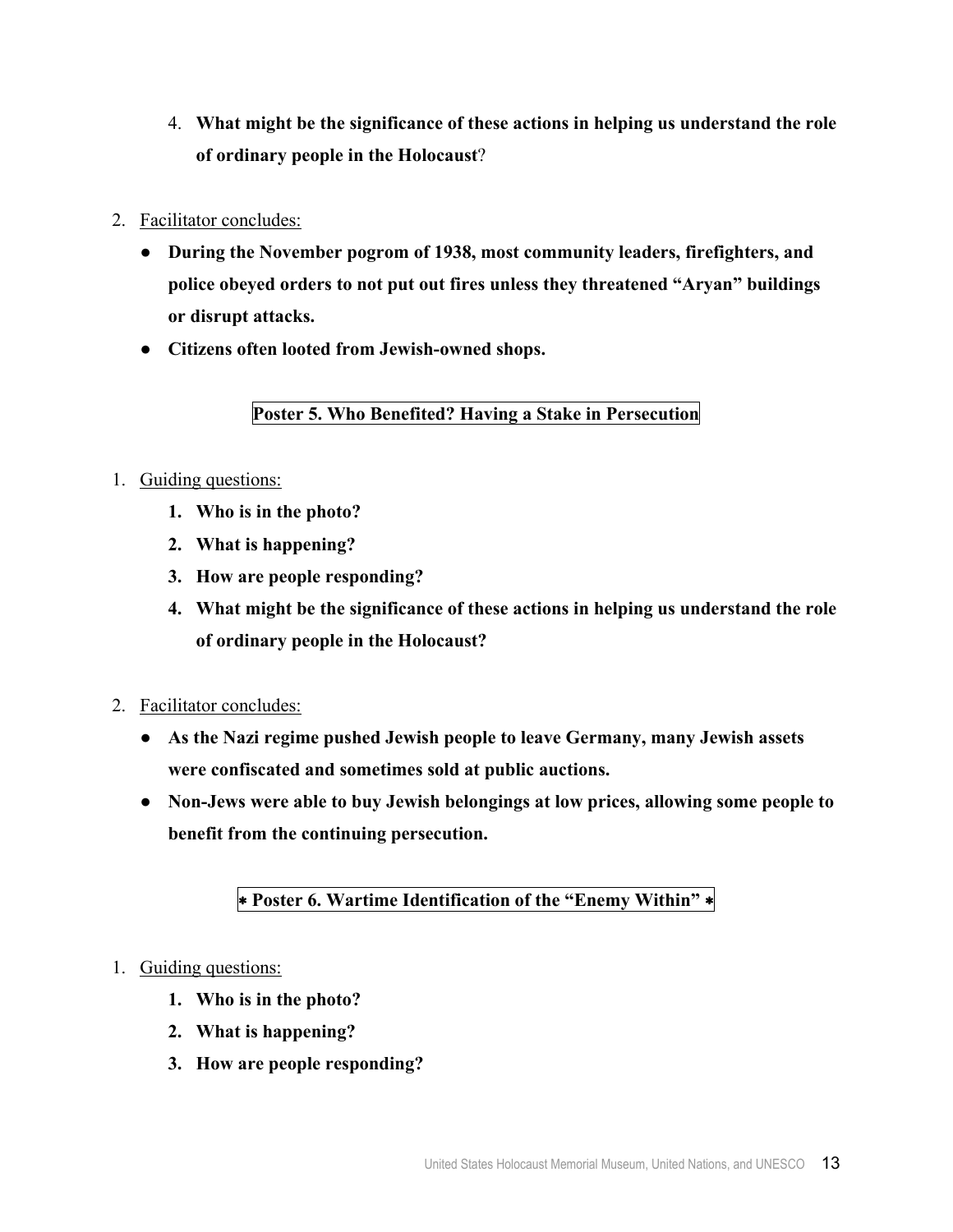4. **What might be the significance of these actions in helping us understand the role of ordinary people in the Holocaust**?

2. Facilitator concludes:
   - **During the November pogrom of 1938, most community leaders, firefighters, and police obeyed orders to not put out fires unless they threatened "Aryan" buildings or disrupt attacks.**
   - **Citizens often looted from Jewish-owned shops.**

### Poster 5. Who Benefited? Having a Stake in Persecution

1. Guiding questions:
   1. **Who is in the photo?**
   2. **What is happening?**
   3. **How are people responding?**
   4. **What might be the significance of these actions in helping us understand the role of ordinary people in the Holocaust?**

2. Facilitator concludes:
   - **As the Nazi regime pushed Jewish people to leave Germany, many Jewish assets were confiscated and sometimes sold at public auctions.**
   - **Non-Jews were able to buy Jewish belongings at low prices, allowing some people to benefit from the continuing persecution.**

### * Poster 6. Wartime Identification of the "Enemy Within" *

1. Guiding questions:
   1. **Who is in the photo?**
   2. **What is happening?**
   3. **How are people responding?**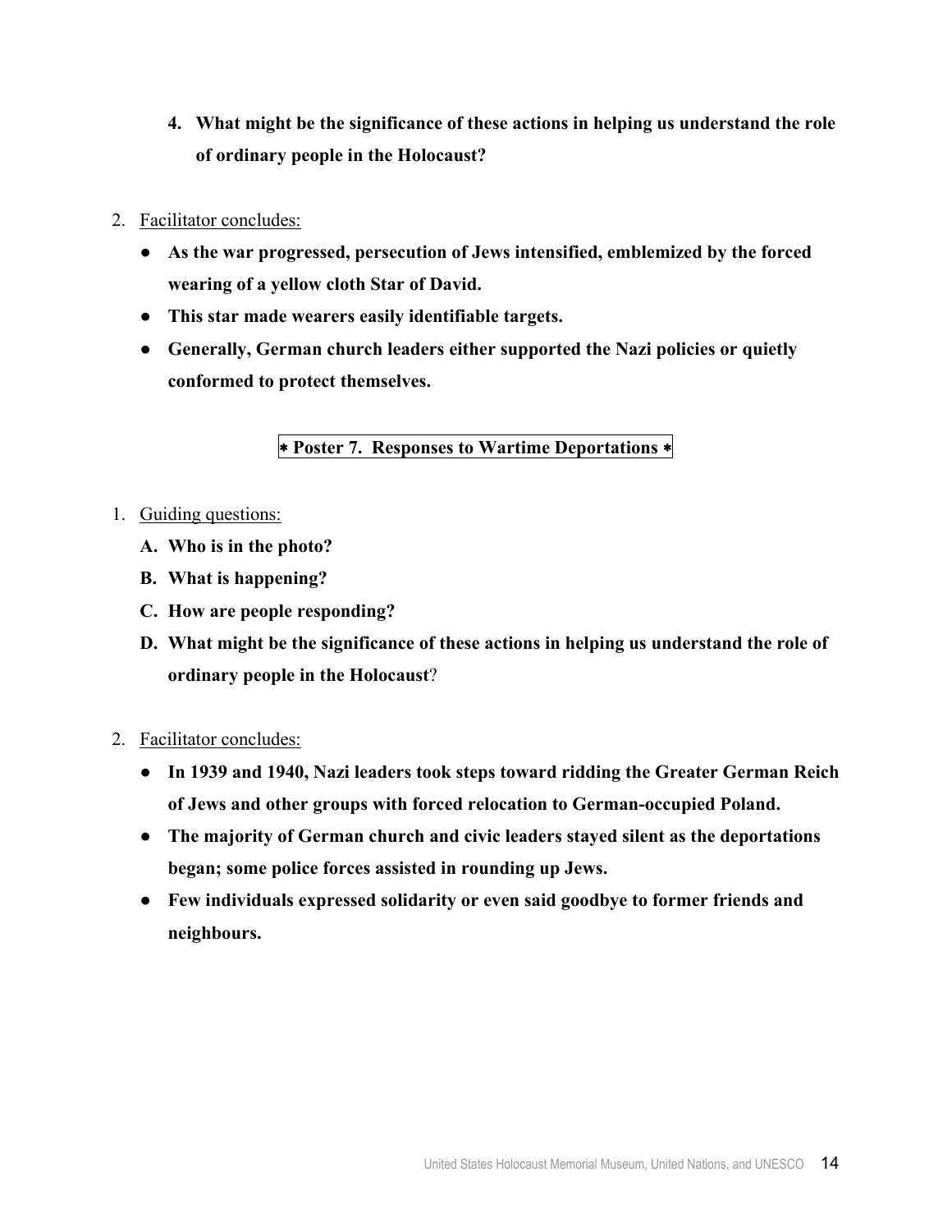4. **What might be the significance of these actions in helping us understand the role of ordinary people in the Holocaust?**

2. Facilitator concludes:
   - **As the war progressed, persecution of Jews intensified, emblemized by the forced wearing of a yellow cloth Star of David.**
   - **This star made wearers easily identifiable targets.**
   - **Generally, German church leaders either supported the Nazi policies or quietly conformed to protect themselves.**

**⁎ Poster 7. Responses to Wartime Deportations ⁎**

1. Guiding questions:
   - **A. Who is in the photo?**
   - **B. What is happening?**
   - **C. How are people responding?**
   - **D. What might be the significance of these actions in helping us understand the role of ordinary people in the Holocaust**?

2. Facilitator concludes:
   - **In 1939 and 1940, Nazi leaders took steps toward ridding the Greater German Reich of Jews and other groups with forced relocation to German-occupied Poland.**
   - **The majority of German church and civic leaders stayed silent as the deportations began; some police forces assisted in rounding up Jews.**
   - **Few individuals expressed solidarity or even said goodbye to former friends and neighbours.**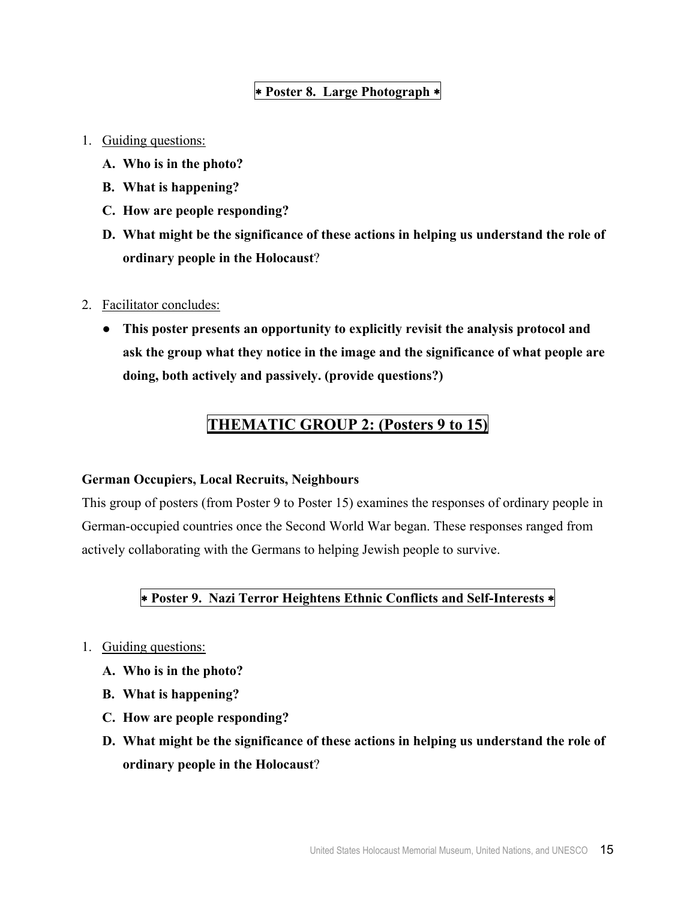### ⁎ Poster 8. Large Photograph ⁎

1. Guiding questions:
   - **A. Who is in the photo?**
   - **B. What is happening?**
   - **C. How are people responding?**
   - **D. What might be the significance of these actions in helping us understand the role of ordinary people in the Holocaust**?

2. Facilitator concludes:
   - **This poster presents an opportunity to explicitly revisit the analysis protocol and ask the group what they notice in the image and the significance of what people are doing, both actively and passively. (provide questions?)**

## THEMATIC GROUP 2: (Posters 9 to 15)

**German Occupiers, Local Recruits, Neighbours**

This group of posters (from Poster 9 to Poster 15) examines the responses of ordinary people in German-occupied countries once the Second World War began. These responses ranged from actively collaborating with the Germans to helping Jewish people to survive.

### ⁎ Poster 9. Nazi Terror Heightens Ethnic Conflicts and Self-Interests ⁎

1. Guiding questions:
   - **A. Who is in the photo?**
   - **B. What is happening?**
   - **C. How are people responding?**
   - **D. What might be the significance of these actions in helping us understand the role of ordinary people in the Holocaust**?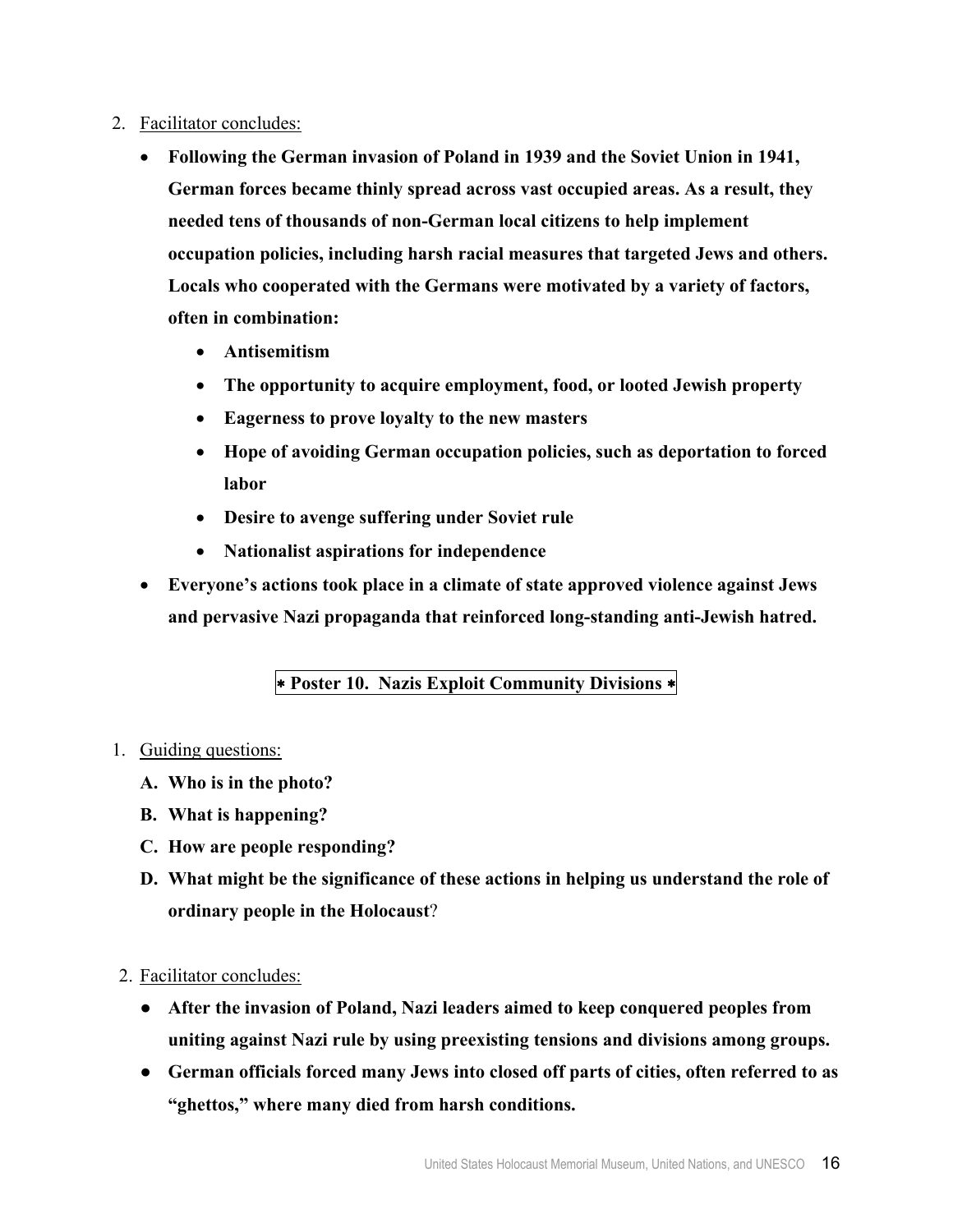2. Facilitator concludes:
   - **Following the German invasion of Poland in 1939 and the Soviet Union in 1941, German forces became thinly spread across vast occupied areas. As a result, they needed tens of thousands of non-German local citizens to help implement occupation policies, including harsh racial measures that targeted Jews and others. Locals who cooperated with the Germans were motivated by a variety of factors, often in combination:**
     - **Antisemitism**
     - **The opportunity to acquire employment, food, or looted Jewish property**
     - **Eagerness to prove loyalty to the new masters**
     - **Hope of avoiding German occupation policies, such as deportation to forced labor**
     - **Desire to avenge suffering under Soviet rule**
     - **Nationalist aspirations for independence**
   - **Everyone's actions took place in a climate of state approved violence against Jews and pervasive Nazi propaganda that reinforced long-standing anti-Jewish hatred.**

## ⁎ Poster 10. Nazis Exploit Community Divisions ⁎

1. Guiding questions:
   - **A. Who is in the photo?**
   - **B. What is happening?**
   - **C. How are people responding?**
   - **D. What might be the significance of these actions in helping us understand the role of ordinary people in the Holocaust**?

2. Facilitator concludes:
   - **After the invasion of Poland, Nazi leaders aimed to keep conquered peoples from uniting against Nazi rule by using preexisting tensions and divisions among groups.**
   - **German officials forced many Jews into closed off parts of cities, often referred to as "ghettos," where many died from harsh conditions.**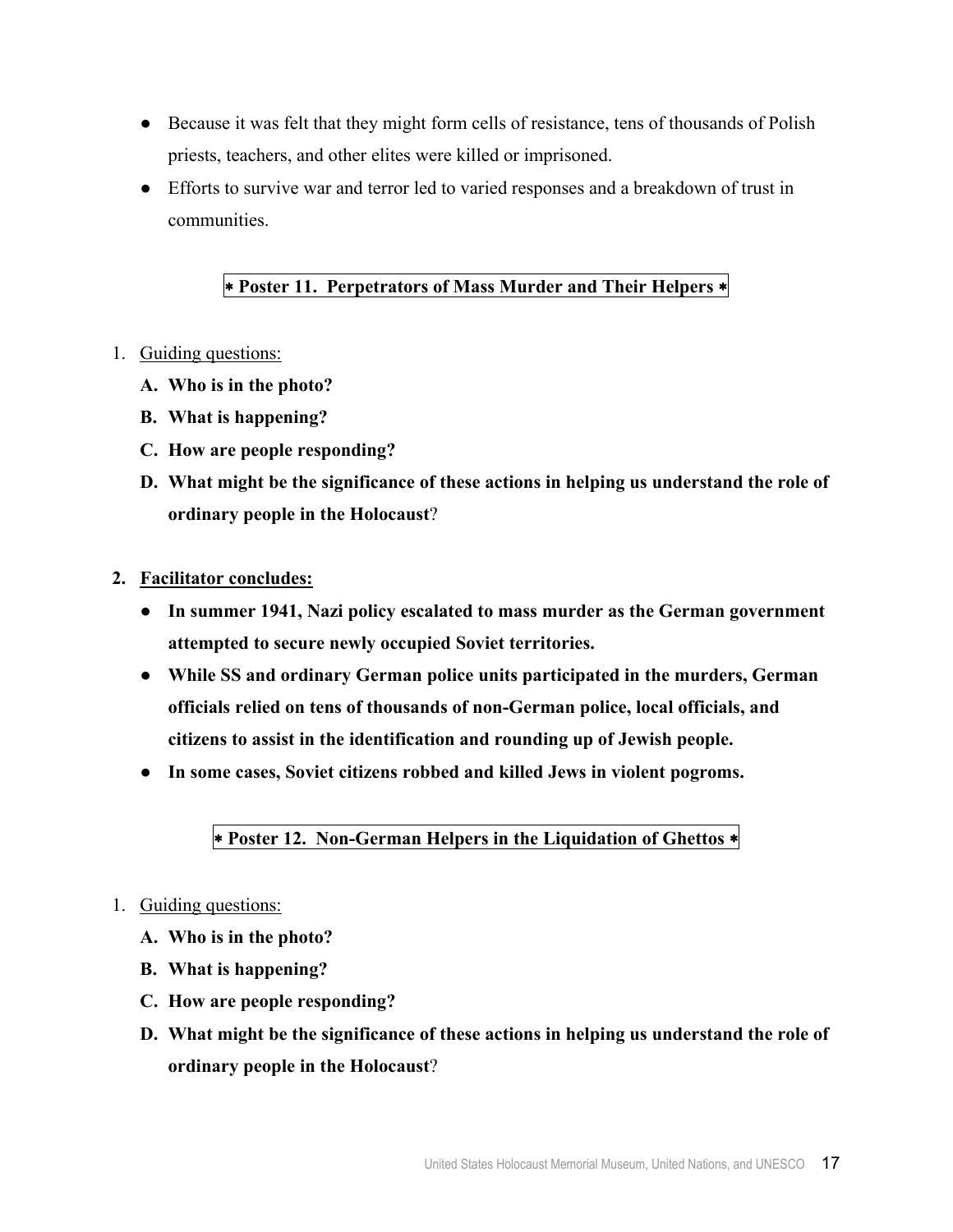- Because it was felt that they might form cells of resistance, tens of thousands of Polish priests, teachers, and other elites were killed or imprisoned.
- Efforts to survive war and terror led to varied responses and a breakdown of trust in communities.

### ⁎ Poster 11. Perpetrators of Mass Murder and Their Helpers ⁎

1. Guiding questions:
   **A. Who is in the photo?**
   **B. What is happening?**
   **C. How are people responding?**
   **D. What might be the significance of these actions in helping us understand the role of ordinary people in the Holocaust**?

2. **Facilitator concludes:**
   - **In summer 1941, Nazi policy escalated to mass murder as the German government attempted to secure newly occupied Soviet territories.**
   - **While SS and ordinary German police units participated in the murders, German officials relied on tens of thousands of non-German police, local officials, and citizens to assist in the identification and rounding up of Jewish people.**
   - **In some cases, Soviet citizens robbed and killed Jews in violent pogroms.**

### ⁎ Poster 12. Non-German Helpers in the Liquidation of Ghettos ⁎

1. Guiding questions:
   **A. Who is in the photo?**
   **B. What is happening?**
   **C. How are people responding?**
   **D. What might be the significance of these actions in helping us understand the role of ordinary people in the Holocaust**?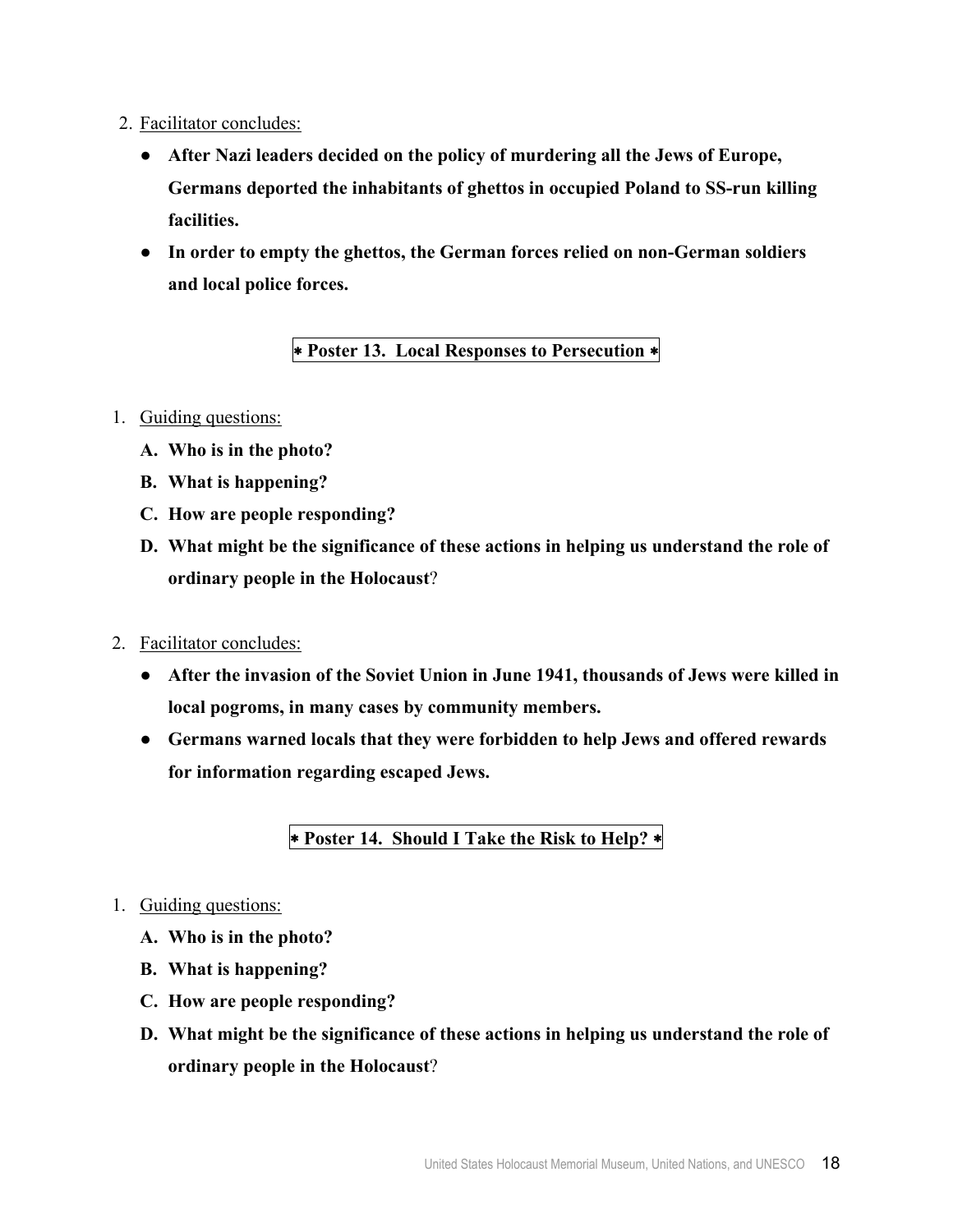2. Facilitator concludes:
   - **After Nazi leaders decided on the policy of murdering all the Jews of Europe, Germans deported the inhabitants of ghettos in occupied Poland to SS-run killing facilities.**
   - **In order to empty the ghettos, the German forces relied on non-German soldiers and local police forces.**

**∗ Poster 13. Local Responses to Persecution ∗**

1. Guiding questions:
   - **A. Who is in the photo?**
   - **B. What is happening?**
   - **C. How are people responding?**
   - **D. What might be the significance of these actions in helping us understand the role of ordinary people in the Holocaust**?

2. Facilitator concludes:
   - **After the invasion of the Soviet Union in June 1941, thousands of Jews were killed in local pogroms, in many cases by community members.**
   - **Germans warned locals that they were forbidden to help Jews and offered rewards for information regarding escaped Jews.**

**∗ Poster 14. Should I Take the Risk to Help? ∗**

1. Guiding questions:
   - **A. Who is in the photo?**
   - **B. What is happening?**
   - **C. How are people responding?**
   - **D. What might be the significance of these actions in helping us understand the role of ordinary people in the Holocaust**?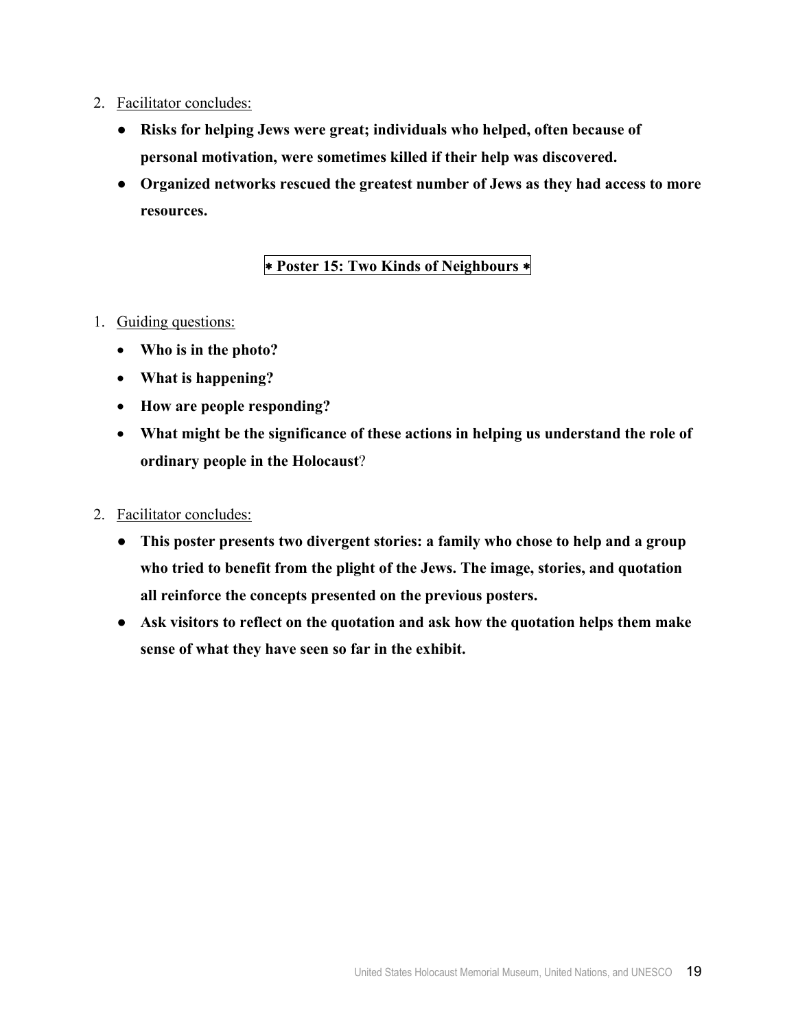2. Facilitator concludes:
    - **Risks for helping Jews were great; individuals who helped, often because of personal motivation, were sometimes killed if their help was discovered.**
    - **Organized networks rescued the greatest number of Jews as they had access to more resources.**

### ∗ Poster 15: Two Kinds of Neighbours ∗

1. Guiding questions:
    - **Who is in the photo?**
    - **What is happening?**
    - **How are people responding?**
    - **What might be the significance of these actions in helping us understand the role of ordinary people in the Holocaust**?

2. Facilitator concludes:
    - **This poster presents two divergent stories: a family who chose to help and a group who tried to benefit from the plight of the Jews. The image, stories, and quotation all reinforce the concepts presented on the previous posters.**
    - **Ask visitors to reflect on the quotation and ask how the quotation helps them make sense of what they have seen so far in the exhibit.**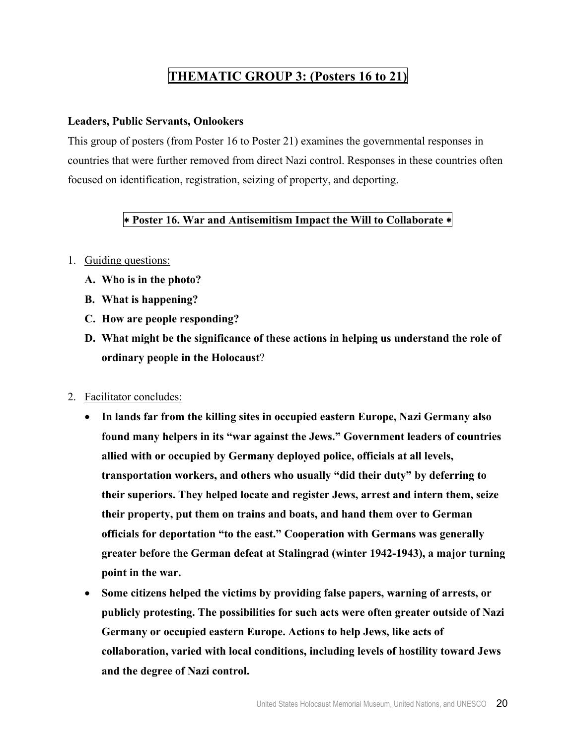## THEMATIC GROUP 3: (Posters 16 to 21)

**Leaders, Public Servants, Onlookers**

This group of posters (from Poster 16 to Poster 21) examines the governmental responses in countries that were further removed from direct Nazi control. Responses in these countries often focused on identification, registration, seizing of property, and deporting.

### ⁎ Poster 16. War and Antisemitism Impact the Will to Collaborate ⁎

1. Guiding questions:
   - **A. Who is in the photo?**
   - **B. What is happening?**
   - **C. How are people responding?**
   - **D. What might be the significance of these actions in helping us understand the role of ordinary people in the Holocaust**?

2. Facilitator concludes:
   - **In lands far from the killing sites in occupied eastern Europe, Nazi Germany also found many helpers in its "war against the Jews." Government leaders of countries allied with or occupied by Germany deployed police, officials at all levels, transportation workers, and others who usually "did their duty" by deferring to their superiors. They helped locate and register Jews, arrest and intern them, seize their property, put them on trains and boats, and hand them over to German officials for deportation "to the east." Cooperation with Germans was generally greater before the German defeat at Stalingrad (winter 1942-1943), a major turning point in the war.**
   - **Some citizens helped the victims by providing false papers, warning of arrests, or publicly protesting. The possibilities for such acts were often greater outside of Nazi Germany or occupied eastern Europe. Actions to help Jews, like acts of collaboration, varied with local conditions, including levels of hostility toward Jews and the degree of Nazi control.**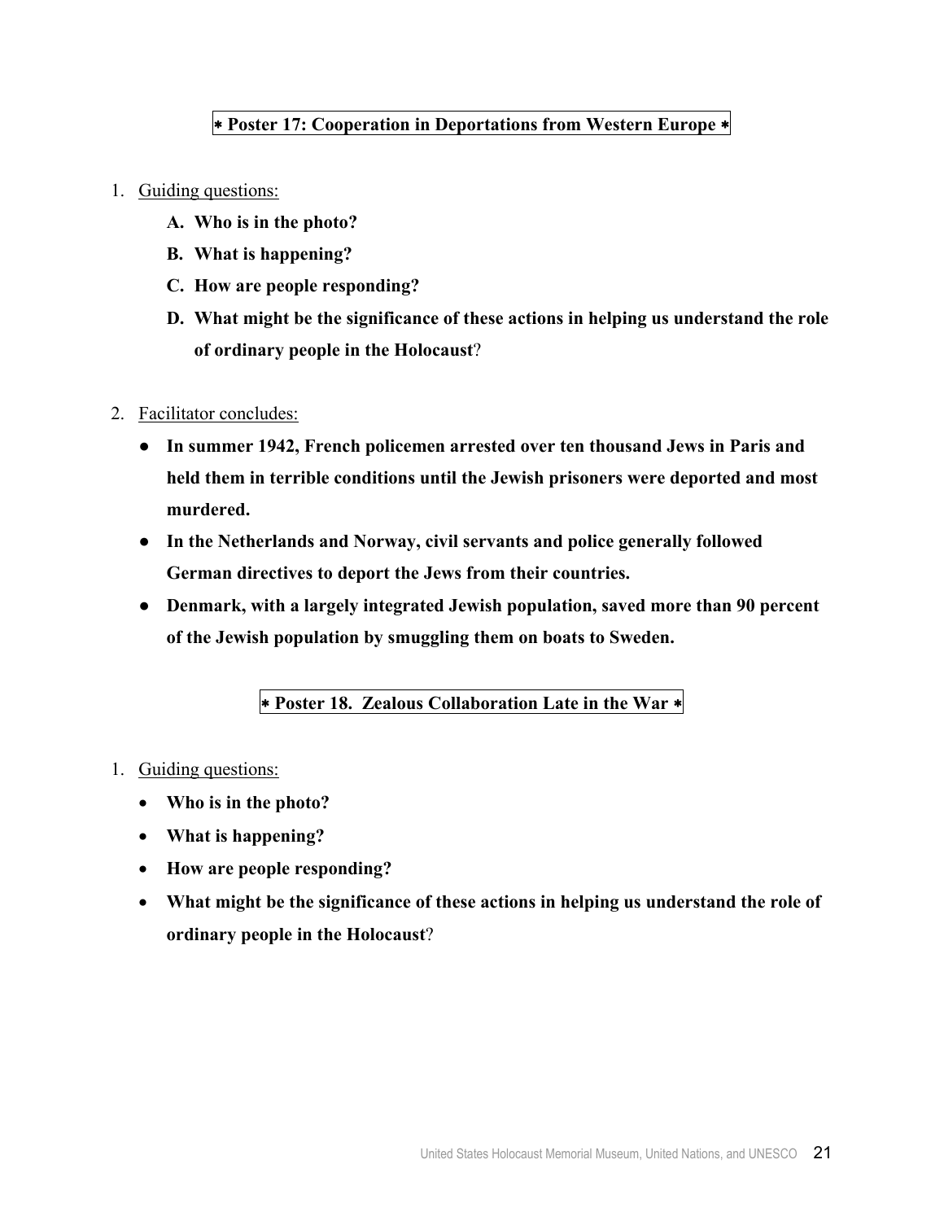## ⁎ Poster 17: Cooperation in Deportations from Western Europe ⁎

1. Guiding questions:
   - **A. Who is in the photo?**
   - **B. What is happening?**
   - **C. How are people responding?**
   - **D. What might be the significance of these actions in helping us understand the role of ordinary people in the Holocaust**?

2. Facilitator concludes:
   - **In summer 1942, French policemen arrested over ten thousand Jews in Paris and held them in terrible conditions until the Jewish prisoners were deported and most murdered.**
   - **In the Netherlands and Norway, civil servants and police generally followed German directives to deport the Jews from their countries.**
   - **Denmark, with a largely integrated Jewish population, saved more than 90 percent of the Jewish population by smuggling them on boats to Sweden.**

## ⁎ Poster 18. Zealous Collaboration Late in the War ⁎

1. Guiding questions:
   - **Who is in the photo?**
   - **What is happening?**
   - **How are people responding?**
   - **What might be the significance of these actions in helping us understand the role of ordinary people in the Holocaust**?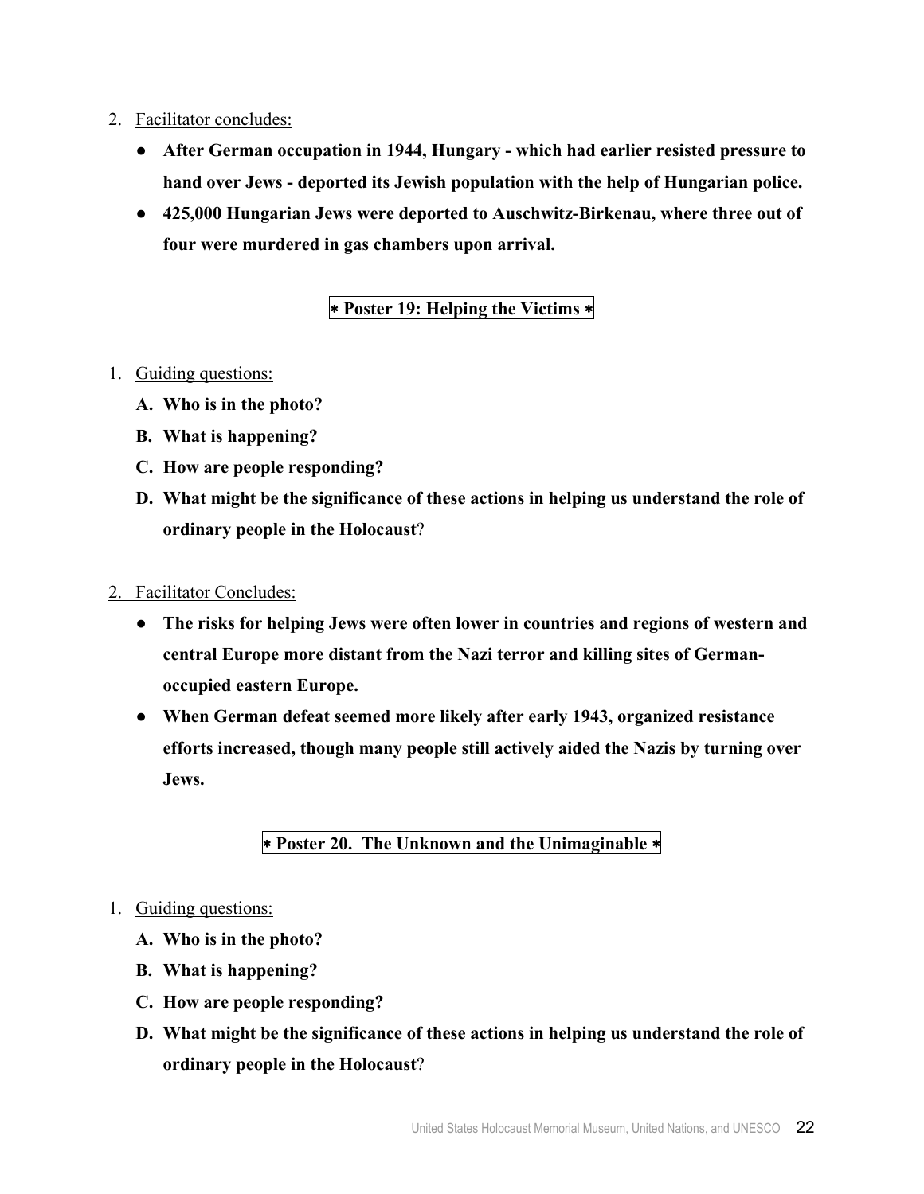2. Facilitator concludes:
   - **After German occupation in 1944, Hungary - which had earlier resisted pressure to hand over Jews - deported its Jewish population with the help of Hungarian police.**
   - **425,000 Hungarian Jews were deported to Auschwitz-Birkenau, where three out of four were murdered in gas chambers upon arrival.**

### ⁎ Poster 19: Helping the Victims ⁎

1. Guiding questions:
   - **A. Who is in the photo?**
   - **B. What is happening?**
   - **C. How are people responding?**
   - **D. What might be the significance of these actions in helping us understand the role of ordinary people in the Holocaust**?

2. Facilitator Concludes:
   - **The risks for helping Jews were often lower in countries and regions of western and central Europe more distant from the Nazi terror and killing sites of German-occupied eastern Europe.**
   - **When German defeat seemed more likely after early 1943, organized resistance efforts increased, though many people still actively aided the Nazis by turning over Jews.**

### ⁎ Poster 20. The Unknown and the Unimaginable ⁎

1. Guiding questions:
   - **A. Who is in the photo?**
   - **B. What is happening?**
   - **C. How are people responding?**
   - **D. What might be the significance of these actions in helping us understand the role of ordinary people in the Holocaust**?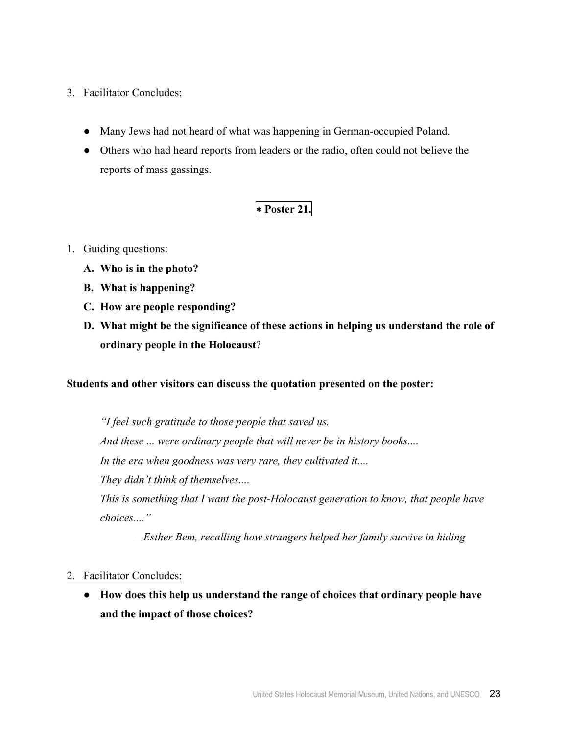3. <u>Facilitator Concludes:</u>

- Many Jews had not heard of what was happening in German-occupied Poland.
- Others who had heard reports from leaders or the radio, often could not believe the reports of mass gassings.

**⁎ Poster 21.**

1. <u>Guiding questions:</u>
   - **A. Who is in the photo?**
   - **B. What is happening?**
   - **C. How are people responding?**
   - **D. What might be the significance of these actions in helping us understand the role of ordinary people in the Holocaust**?

**Students and other visitors can discuss the quotation presented on the poster:**

> *"I feel such gratitude to those people that saved us.*
> *And these ... were ordinary people that will never be in history books....*
> *In the era when goodness was very rare, they cultivated it....*
> *They didn't think of themselves....*
> *This is something that I want the post-Holocaust generation to know, that people have choices...."*
>
> *—Esther Bem, recalling how strangers helped her family survive in hiding*

2. <u>Facilitator Concludes:</u>

- **How does this help us understand the range of choices that ordinary people have and the impact of those choices?**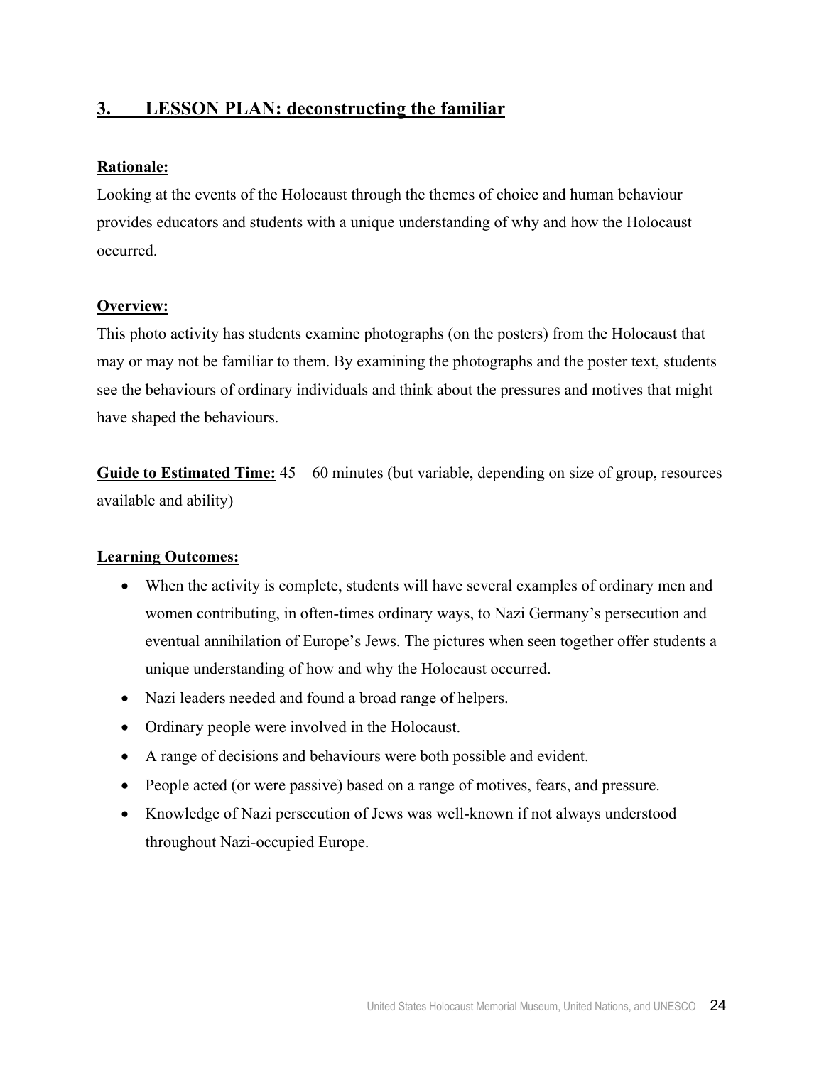## 3. LESSON PLAN: deconstructing the familiar

**Rationale:**

Looking at the events of the Holocaust through the themes of choice and human behaviour provides educators and students with a unique understanding of why and how the Holocaust occurred.

**Overview:**

This photo activity has students examine photographs (on the posters) from the Holocaust that may or may not be familiar to them. By examining the photographs and the poster text, students see the behaviours of ordinary individuals and think about the pressures and motives that might have shaped the behaviours.

**Guide to Estimated Time:** 45 – 60 minutes (but variable, depending on size of group, resources available and ability)

**Learning Outcomes:**

- When the activity is complete, students will have several examples of ordinary men and women contributing, in often-times ordinary ways, to Nazi Germany's persecution and eventual annihilation of Europe's Jews. The pictures when seen together offer students a unique understanding of how and why the Holocaust occurred.
- Nazi leaders needed and found a broad range of helpers.
- Ordinary people were involved in the Holocaust.
- A range of decisions and behaviours were both possible and evident.
- People acted (or were passive) based on a range of motives, fears, and pressure.
- Knowledge of Nazi persecution of Jews was well-known if not always understood throughout Nazi-occupied Europe.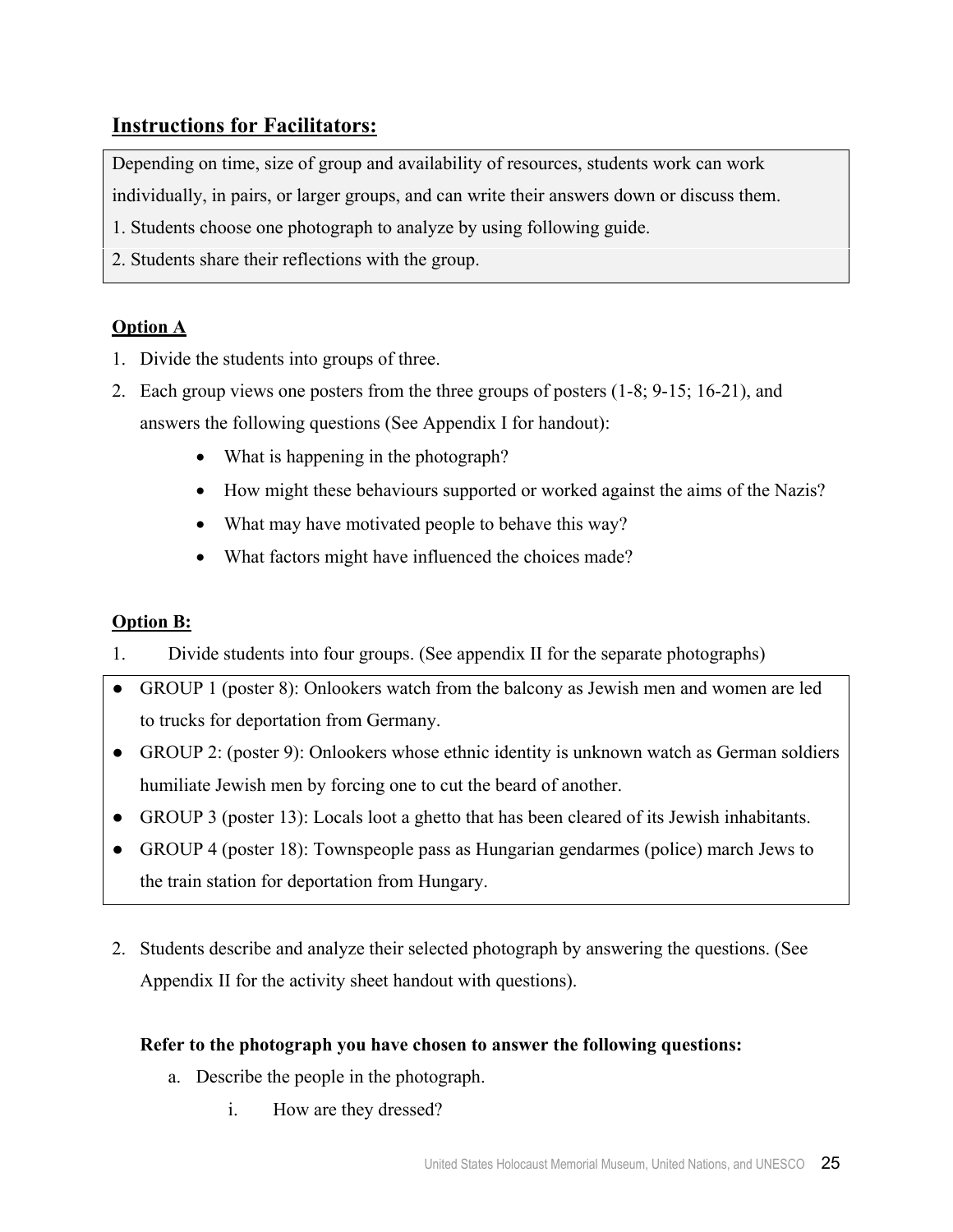## Instructions for Facilitators:

Depending on time, size of group and availability of resources, students work can work individually, in pairs, or larger groups, and can write their answers down or discuss them.

1. Students choose one photograph to analyze by using following guide.
2. Students share their reflections with the group.

### Option A

1. Divide the students into groups of three.
2. Each group views one posters from the three groups of posters (1-8; 9-15; 16-21), and answers the following questions (See Appendix I for handout):
   - What is happening in the photograph?
   - How might these behaviours supported or worked against the aims of the Nazis?
   - What may have motivated people to behave this way?
   - What factors might have influenced the choices made?

### Option B:

1. Divide students into four groups. (See appendix II for the separate photographs)

- GROUP 1 (poster 8): Onlookers watch from the balcony as Jewish men and women are led to trucks for deportation from Germany.
- GROUP 2: (poster 9): Onlookers whose ethnic identity is unknown watch as German soldiers humiliate Jewish men by forcing one to cut the beard of another.
- GROUP 3 (poster 13): Locals loot a ghetto that has been cleared of its Jewish inhabitants.
- GROUP 4 (poster 18): Townspeople pass as Hungarian gendarmes (police) march Jews to the train station for deportation from Hungary.

2. Students describe and analyze their selected photograph by answering the questions. (See Appendix II for the activity sheet handout with questions).

**Refer to the photograph you have chosen to answer the following questions:**

a. Describe the people in the photograph.
   i. How are they dressed?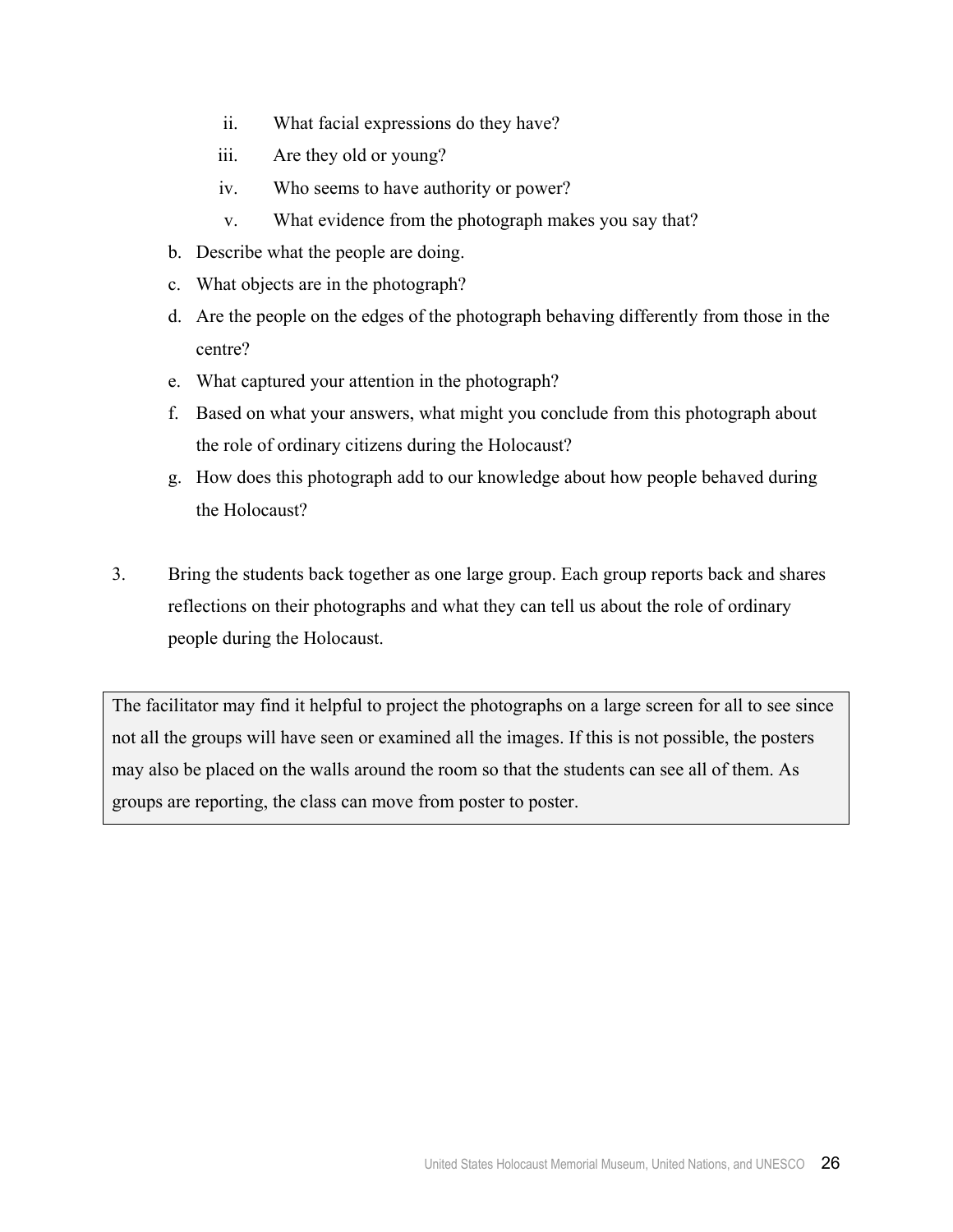ii. What facial expressions do they have?
    iii. Are they old or young?
    iv. Who seems to have authority or power?
    v. What evidence from the photograph makes you say that?

  b. Describe what the people are doing.
  c. What objects are in the photograph?
  d. Are the people on the edges of the photograph behaving differently from those in the centre?
  e. What captured your attention in the photograph?
  f. Based on what your answers, what might you conclude from this photograph about the role of ordinary citizens during the Holocaust?
  g. How does this photograph add to our knowledge about how people behaved during the Holocaust?

3. Bring the students back together as one large group. Each group reports back and shares reflections on their photographs and what they can tell us about the role of ordinary people during the Holocaust.

> The facilitator may find it helpful to project the photographs on a large screen for all to see since not all the groups will have seen or examined all the images. If this is not possible, the posters may also be placed on the walls around the room so that the students can see all of them. As groups are reporting, the class can move from poster to poster.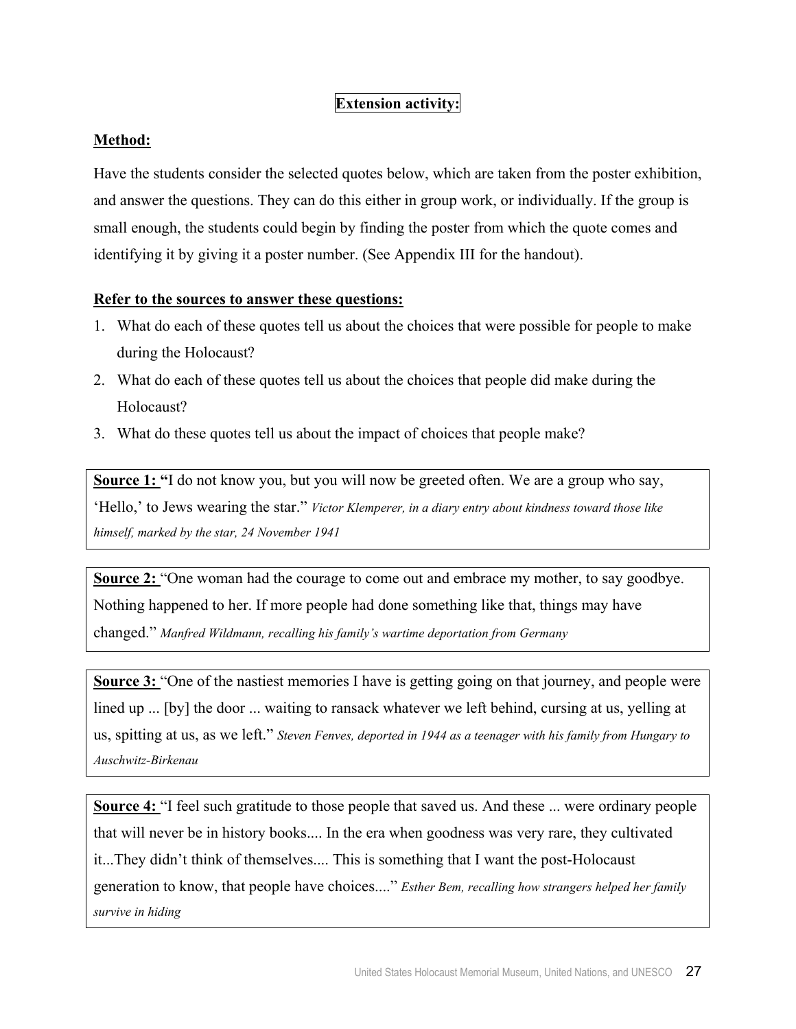## Extension activity:

**Method:**

Have the students consider the selected quotes below, which are taken from the poster exhibition, and answer the questions. They can do this either in group work, or individually. If the group is small enough, the students could begin by finding the poster from which the quote comes and identifying it by giving it a poster number. (See Appendix III for the handout).

**Refer to the sources to answer these questions:**

1. What do each of these quotes tell us about the choices that were possible for people to make during the Holocaust?
2. What do each of these quotes tell us about the choices that people did make during the Holocaust?
3. What do these quotes tell us about the impact of choices that people make?

**Source 1:** "I do not know you, but you will now be greeted often. We are a group who say, 'Hello,' to Jews wearing the star." *Victor Klemperer, in a diary entry about kindness toward those like himself, marked by the star, 24 November 1941*

**Source 2:** "One woman had the courage to come out and embrace my mother, to say goodbye. Nothing happened to her. If more people had done something like that, things may have changed." *Manfred Wildmann, recalling his family's wartime deportation from Germany*

**Source 3:** "One of the nastiest memories I have is getting going on that journey, and people were lined up ... [by] the door ... waiting to ransack whatever we left behind, cursing at us, yelling at us, spitting at us, as we left." *Steven Fenves, deported in 1944 as a teenager with his family from Hungary to Auschwitz-Birkenau*

**Source 4:** "I feel such gratitude to those people that saved us. And these ... were ordinary people that will never be in history books.... In the era when goodness was very rare, they cultivated it...They didn't think of themselves.... This is something that I want the post-Holocaust generation to know, that people have choices...." *Esther Bem, recalling how strangers helped her family survive in hiding*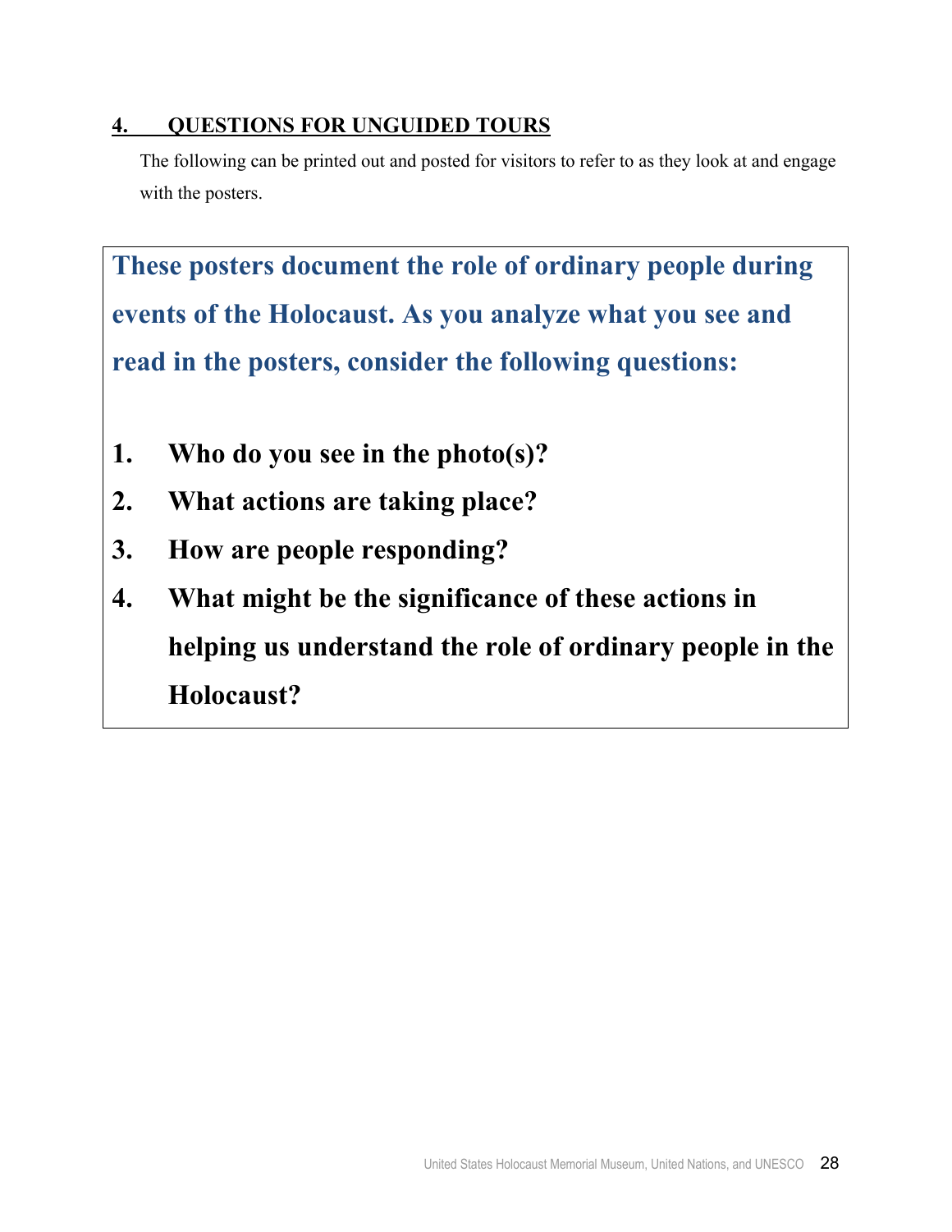## 4. QUESTIONS FOR UNGUIDED TOURS

The following can be printed out and posted for visitors to refer to as they look at and engage with the posters.

**These posters document the role of ordinary people during events of the Holocaust. As you analyze what you see and read in the posters, consider the following questions:**

1. **Who do you see in the photo(s)?**
2. **What actions are taking place?**
3. **How are people responding?**
4. **What might be the significance of these actions in helping us understand the role of ordinary people in the Holocaust?**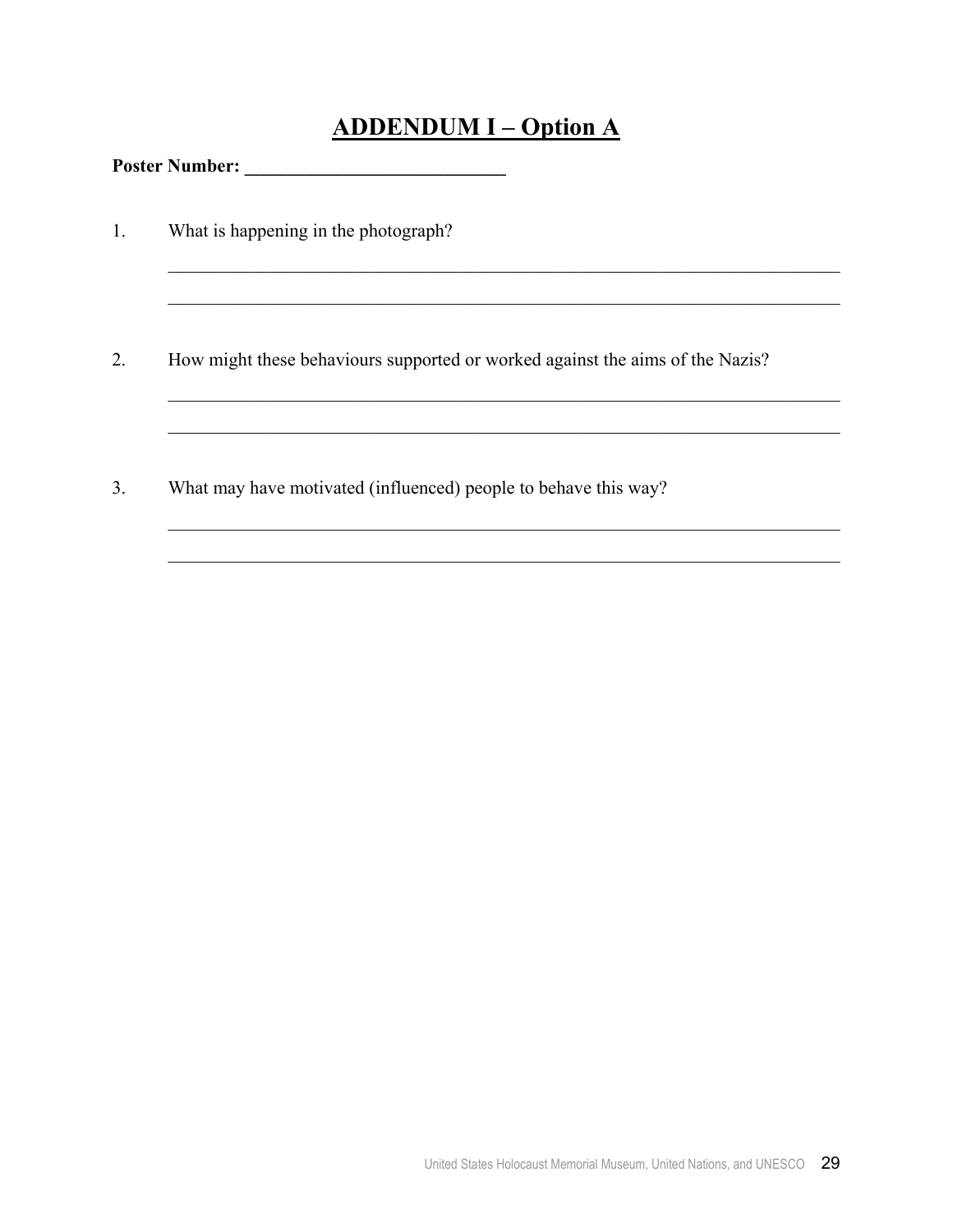# ADDENDUM I – Option A

**Poster Number: ____________________________**

1. What is happening in the photograph?

_____________________________________________________________________________

_____________________________________________________________________________

2. How might these behaviours supported or worked against the aims of the Nazis?

_____________________________________________________________________________

_____________________________________________________________________________

3. What may have motivated (influenced) people to behave this way?

_____________________________________________________________________________

_____________________________________________________________________________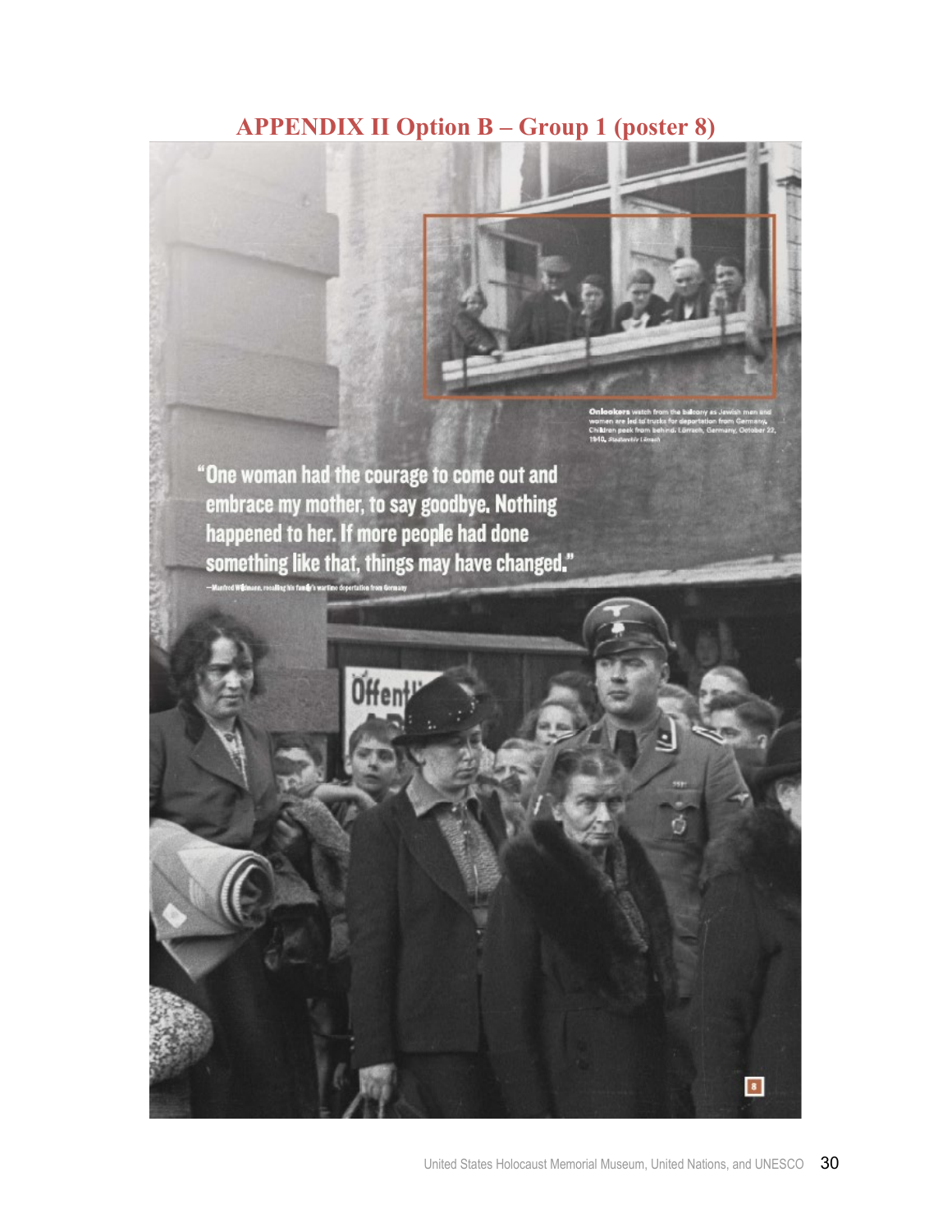# APPENDIX II Option B – Group 1 (poster 8)

**Onlookers** watch from the balcony as Jewish men and women are led to trucks for deportation from Germany. Children peek from behind. Lörrach, Germany, October 22, 1940. *Stadtarchiv Lörrach*

"One woman had the courage to come out and embrace my mother, to say goodbye. Nothing happened to her. If more people had done something like that, things may have changed."

—Manfred Wildmann, recalling his family's wartime deportation from Germany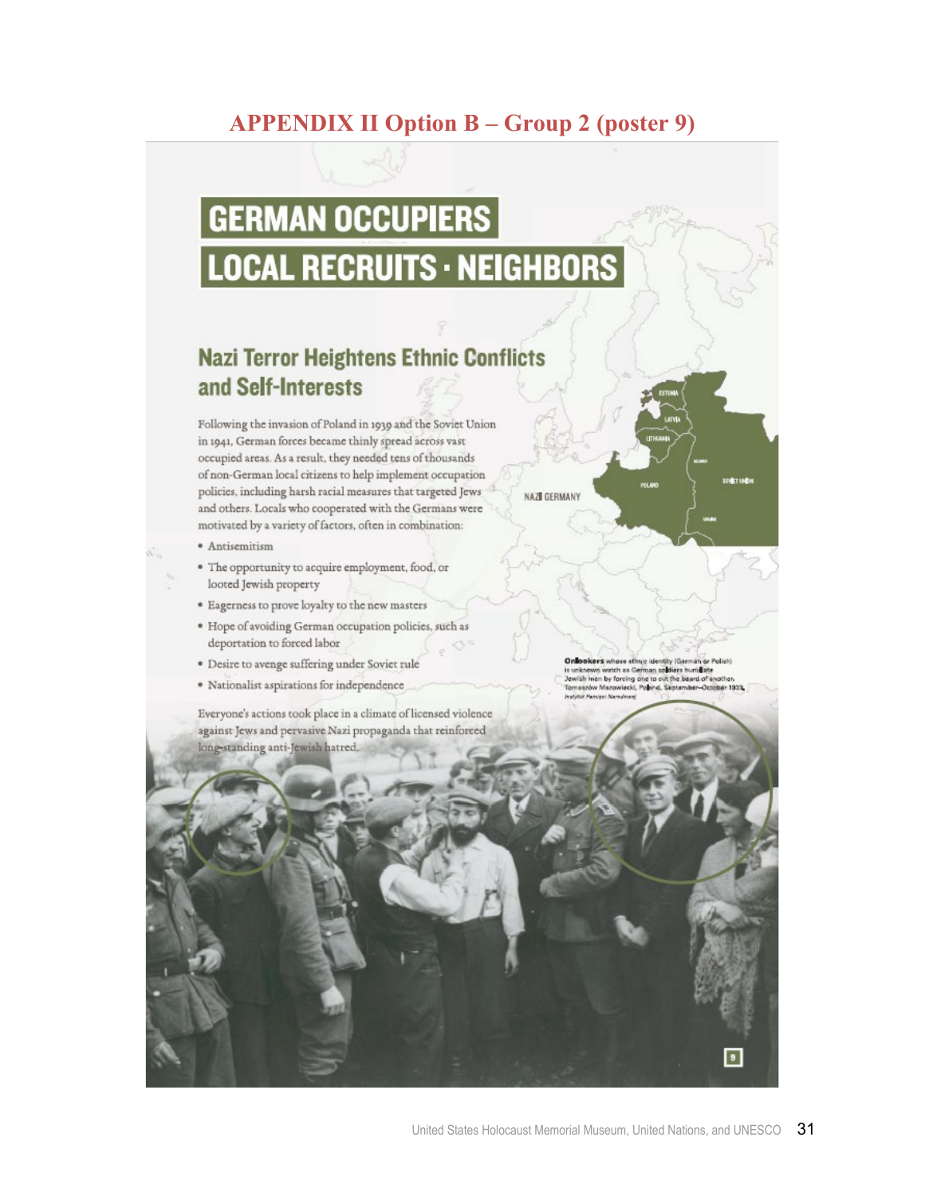# APPENDIX II Option B – Group 2 (poster 9)

## GERMAN OCCUPIERS
## LOCAL RECRUITS · NEIGHBORS

### Nazi Terror Heightens Ethnic Conflicts and Self-Interests

Following the invasion of Poland in 1939 and the Soviet Union in 1941, German forces became thinly spread across vast occupied areas. As a result, they needed tens of thousands of non-German local citizens to help implement occupation policies, including harsh racial measures that targeted Jews and others. Locals who cooperated with the Germans were motivated by a variety of factors, often in combination:

- Antisemitism
- The opportunity to acquire employment, food, or looted Jewish property
- Eagerness to prove loyalty to the new masters
- Hope of avoiding German occupation policies, such as deportation to forced labor
- Desire to avenge suffering under Soviet rule
- Nationalist aspirations for independence

Everyone's actions took place in a climate of licensed violence against Jews and pervasive Nazi propaganda that reinforced long-standing anti-Jewish hatred.

ESTONIA
LATVIA
LITHUANIA
BELARUS
POLAND
SOVIET UNION
UKRAINE
NAZI GERMANY

**Onlookers** whose ethnic identity (German or Polish) is unknown watch as German soldiers humiliate Jewish men by forcing one to cut the beard of another. Tomaszów Mazowiecki, Poland, September–October 1939. *Instytut Pamięci Narodowej*

9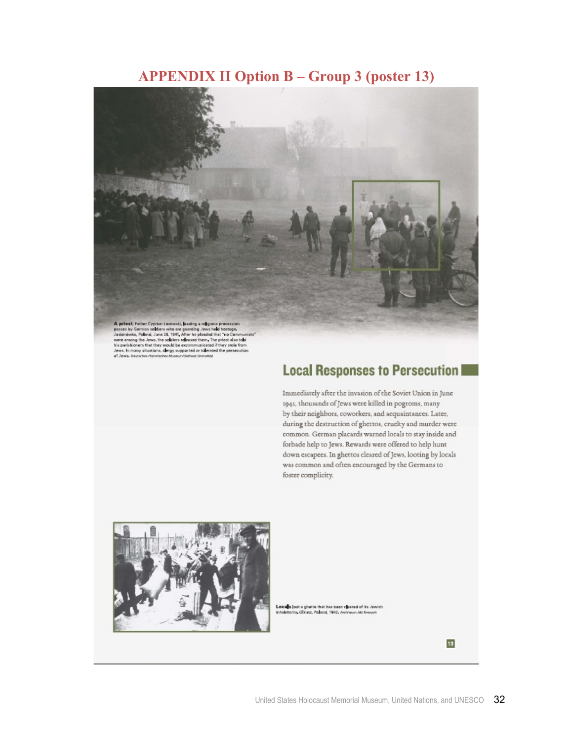## APPENDIX II Option B – Group 3 (poster 13)

**A priest**, Father Cyprian Łozowski, leading a religious procession passes by German soldiers who are guarding Jews held hostage. Jasionówka, Poland, June 28, 1941. After he pleaded that "no Communists" were among the Jews, the soldiers released them. The priest also told his parishioners that they would be excommunicated if they stole from Jews. In many situations, clergy supported or tolerated the persecution of Jews. *Deutsches Historisches Museum/Gerhard Gronefeld*

# Local Responses to Persecution

Immediately after the invasion of the Soviet Union in June 1941, thousands of Jews were killed in pogroms, many by their neighbors, coworkers, and acquaintances. Later, during the destruction of ghettos, cruelty and murder were common. German placards warned locals to stay inside and forbade help to Jews. Rewards were offered to help hunt down escapees. In ghettos cleared of Jews, looting by locals was common and often encouraged by the Germans to foster complicity.

**Locals** loot a ghetto that has been cleared of its Jewish inhabitants. Olkusz, Poland, 1942. *Archiwum Akt Nowych*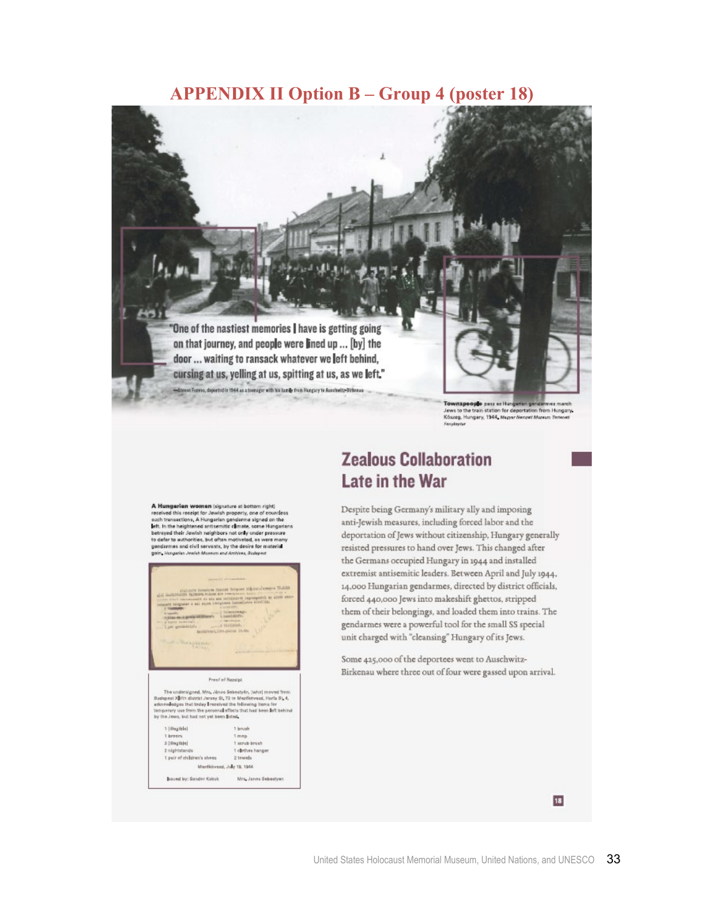# APPENDIX II Option B – Group 4 (poster 18)

"One of the nastiest memories I have is getting going on that journey, and people were lined up ... [by] the door ... waiting to ransack whatever we left behind, cursing at us, yelling at us, spitting at us, as we left."

—Steven Fenves, deported in 1944 as a teenager with his family from Hungary to Auschwitz-Birkenau

**Townspeople** pass as Hungarian gendarmes march Jews to the train station for deportation from Hungary. Kőszeg, Hungary, 1944. *Magyar Nemzeti Múzeum Történeti Fényképtár*

## Zealous Collaboration Late in the War

Despite being Germany's military ally and imposing anti-Jewish measures, including forced labor and the deportation of Jews without citizenship, Hungary generally resisted pressures to hand over Jews. This changed after the Germans occupied Hungary in 1944 and installed extremist antisemitic leaders. Between April and July 1944, 14,000 Hungarian gendarmes, directed by district officials, forced 440,000 Jews into makeshift ghettos, stripped them of their belongings, and loaded them into trains. The gendarmes were a powerful tool for the small SS special unit charged with "cleansing" Hungary of its Jews.

Some 425,000 of the deportees went to Auschwitz-Birkenau where three out of four were gassed upon arrival.

**A Hungarian woman** (signature at bottom right) received this receipt for Jewish property, one of countless such transactions. A Hungarian gendarme signed on the left. In the heightened antisemitic climate, some Hungarians betrayed their Jewish neighbors not only under pressure to defer to authorities, but often motivated, as were many gendarmes and civil servants, by the desire for material gain. *Hungarian Jewish Museum and Archives, Budapest*

Proof of Receipt

The undersigned, Mrs. János Sebestyén, [who] moved from Budapest XIVth district Jersey St, 72 to Mezőkövesd, Harla St, 4, acknowledges that today I received the following items for temporary use from the personal effects that had been left behind by the Jews, but had not yet been listed.

| | |
|---|---|
| 1 [illegible] | 1 brush |
| 1 broom | 1 mop |
| 3 [illegible] | 1 scrub brush |
| 2 nightstands | 1 clothes hanger |
| 1 pair of children's shoes | 2 towels |

Mezőkövesd, July 19, 1944

Issued by: Sándor Kalcsik — Mrs. János Sebestyén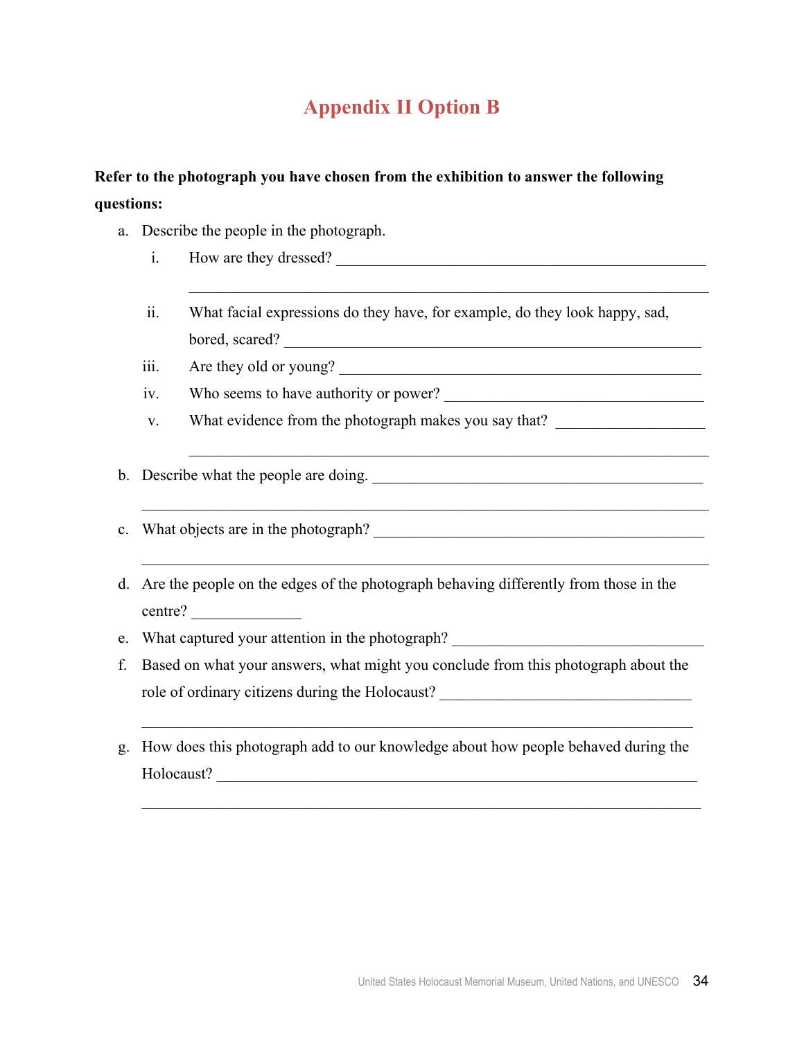# Appendix II Option B

**Refer to the photograph you have chosen from the exhibition to answer the following questions:**

a. Describe the people in the photograph.

   i. How are they dressed? ______________________________________________

   ______________________________________________________________

   ii. What facial expressions do they have, for example, do they look happy, sad, bored, scared? ______________________________________________

   iii. Are they old or young? ______________________________________________

   iv. Who seems to have authority or power? ________________________________

   v. What evidence from the photograph makes you say that? __________________

   ______________________________________________________________

b. Describe what the people are doing. ______________________________________________

   ______________________________________________________________

c. What objects are in the photograph? ______________________________________________

   ______________________________________________________________

d. Are the people on the edges of the photograph behaving differently from those in the centre? ______________

e. What captured your attention in the photograph? ________________________________

f. Based on what your answers, what might you conclude from this photograph about the role of ordinary citizens during the Holocaust? ________________________________

   ______________________________________________________________

g. How does this photograph add to our knowledge about how people behaved during the Holocaust? ______________________________________________________________

   ______________________________________________________________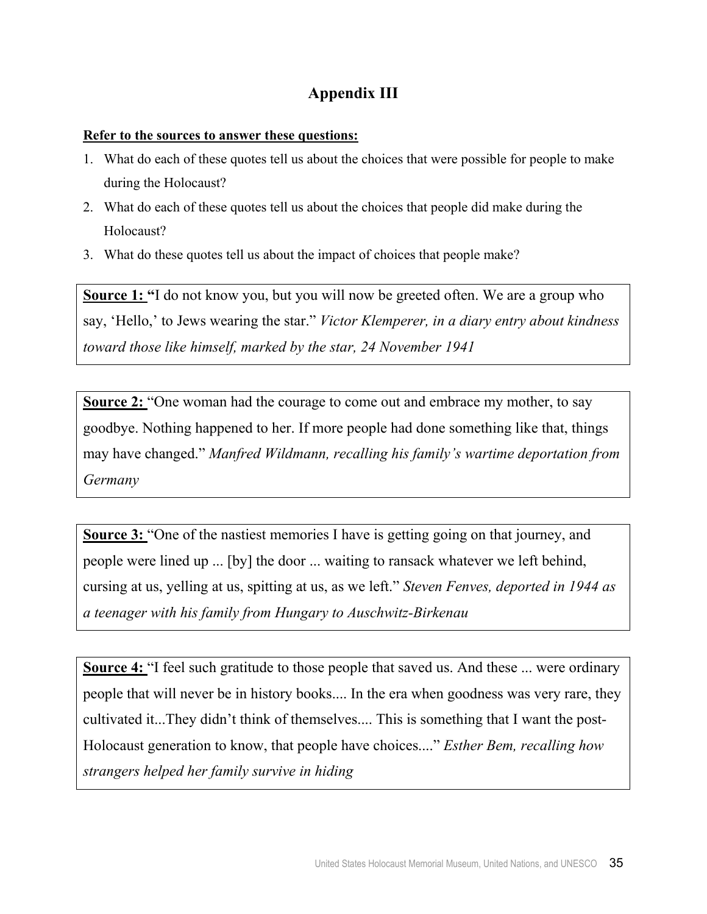## Appendix III

**Refer to the sources to answer these questions:**

1. What do each of these quotes tell us about the choices that were possible for people to make during the Holocaust?
2. What do each of these quotes tell us about the choices that people did make during the Holocaust?
3. What do these quotes tell us about the impact of choices that people make?

**Source 1:** "I do not know you, but you will now be greeted often. We are a group who say, 'Hello,' to Jews wearing the star." *Victor Klemperer, in a diary entry about kindness toward those like himself, marked by the star, 24 November 1941*

**Source 2:** "One woman had the courage to come out and embrace my mother, to say goodbye. Nothing happened to her. If more people had done something like that, things may have changed." *Manfred Wildmann, recalling his family's wartime deportation from Germany*

**Source 3:** "One of the nastiest memories I have is getting going on that journey, and people were lined up ... [by] the door ... waiting to ransack whatever we left behind, cursing at us, yelling at us, spitting at us, as we left." *Steven Fenves, deported in 1944 as a teenager with his family from Hungary to Auschwitz-Birkenau*

**Source 4:** "I feel such gratitude to those people that saved us. And these ... were ordinary people that will never be in history books.... In the era when goodness was very rare, they cultivated it...They didn't think of themselves.... This is something that I want the post-Holocaust generation to know, that people have choices...." *Esther Bem, recalling how strangers helped her family survive in hiding*